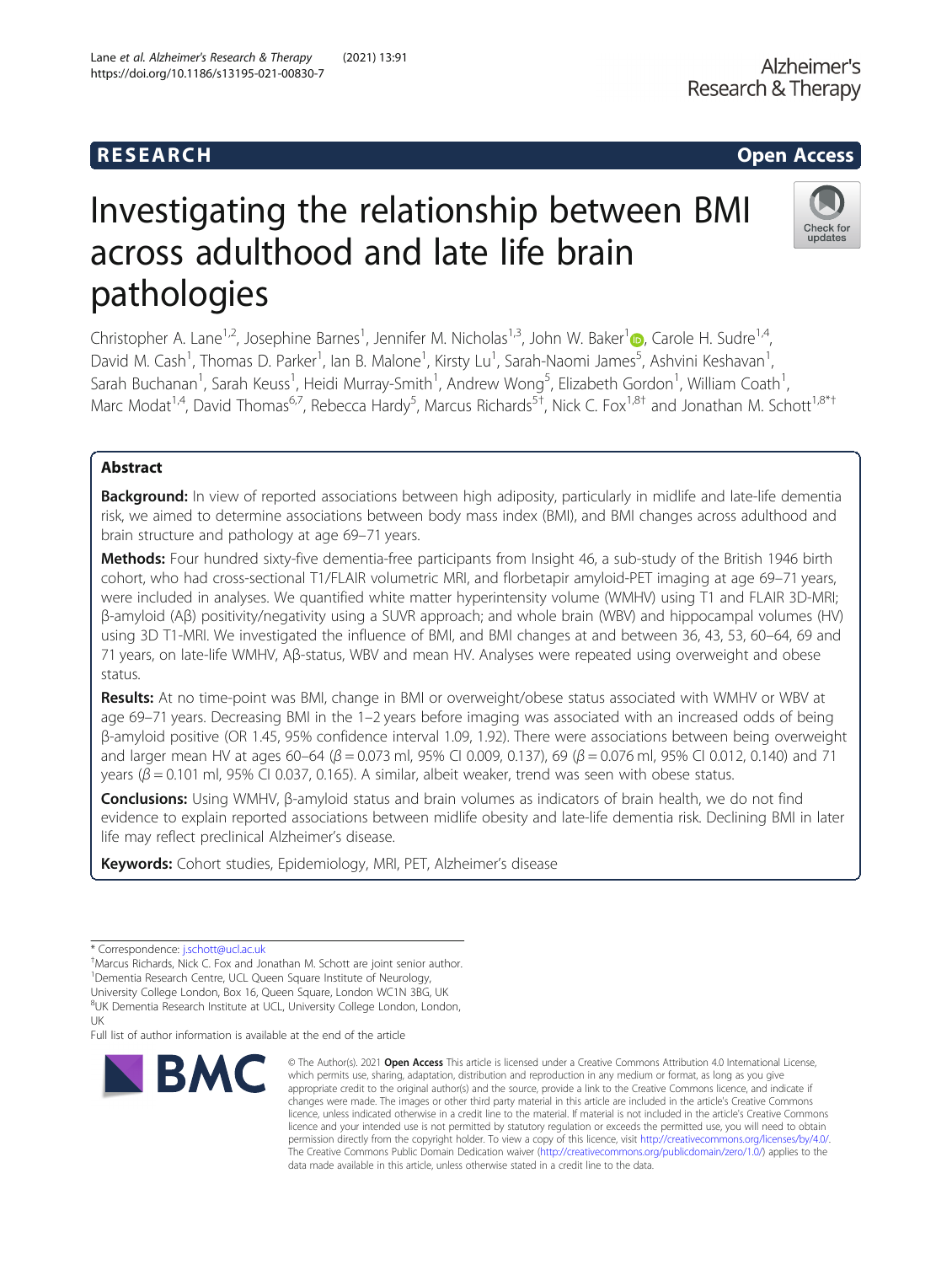RESEARCH

Open Access

# Investigating the relationship between BMI across adulthood and late life brain pathologies

Christopher A. Lane[1,2], Josephine Barnes[1], Jennifer M. Nicholas[1,3], John W. Baker[1], Carole H. Sudre[1,4], David M. Cash[1], Thomas D. Parker[1], Ian B. Malone[1], Kirsty Lu[1], Sarah-Naomi James[5], Ashvini Keshavan[1], Sarah Buchanan[1], Sarah Keuss[1], Heidi Murray-Smith[1], Andrew Wong[5], Elizabeth Gordon[1], William Coath[1], Marc Modat[1,4], David Thomas[6,7], Rebecca Hardy[5], Marcus Richards[5†], Nick C. Fox[1,8†] and Jonathan M. Schott[1,8*†]

## Abstract

**Background:** In view of reported associations between high adiposity, particularly in midlife and late-life dementia risk, we aimed to determine associations between body mass index (BMI), and BMI changes across adulthood and brain structure and pathology at age 69–71 years.

**Methods:** Four hundred sixty-five dementia-free participants from Insight 46, a sub-study of the British 1946 birth cohort, who had cross-sectional T1/FLAIR volumetric MRI, and florbetapir amyloid-PET imaging at age 69–71 years, were included in analyses. We quantified white matter hyperintensity volume (WMHV) using T1 and FLAIR 3D-MRI; β-amyloid (Aβ) positivity/negativity using a SUVR approach; and whole brain (WBV) and hippocampal volumes (HV) using 3D T1-MRI. We investigated the influence of BMI, and BMI changes at and between 36, 43, 53, 60–64, 69 and 71 years, on late-life WMHV, Aβ-status, WBV and mean HV. Analyses were repeated using overweight and obese status.

**Results:** At no time-point was BMI, change in BMI or overweight/obese status associated with WMHV or WBV at age 69–71 years. Decreasing BMI in the 1–2 years before imaging was associated with an increased odds of being β-amyloid positive (OR 1.45, 95% confidence interval 1.09, 1.92). There were associations between being overweight and larger mean HV at ages 60–64 ($\beta = 0.073$ ml, 95% CI 0.009, 0.137), 69 ($\beta = 0.076$ ml, 95% CI 0.012, 0.140) and 71 years ($\beta = 0.101$ ml, 95% CI 0.037, 0.165). A similar, albeit weaker, trend was seen with obese status.

**Conclusions:** Using WMHV, β-amyloid status and brain volumes as indicators of brain health, we do not find evidence to explain reported associations between midlife obesity and late-life dementia risk. Declining BMI in later life may reflect preclinical Alzheimer's disease.

**Keywords:** Cohort studies, Epidemiology, MRI, PET, Alzheimer's disease

\* Correspondence: j.schott@ucl.ac.uk
†Marcus Richards, Nick C. Fox and Jonathan M. Schott are joint senior author.
[1]Dementia Research Centre, UCL Queen Square Institute of Neurology, University College London, Box 16, Queen Square, London WC1N 3BG, UK
[8]UK Dementia Research Institute at UCL, University College London, London, UK
Full list of author information is available at the end of the article

© The Author(s). 2021 **Open Access** This article is licensed under a Creative Commons Attribution 4.0 International License, which permits use, sharing, adaptation, distribution and reproduction in any medium or format, as long as you give appropriate credit to the original author(s) and the source, provide a link to the Creative Commons licence, and indicate if changes were made. The images or other third party material in this article are included in the article's Creative Commons licence, unless indicated otherwise in a credit line to the material. If material is not included in the article's Creative Commons licence and your intended use is not permitted by statutory regulation or exceeds the permitted use, you will need to obtain permission directly from the copyright holder. To view a copy of this licence, visit http://creativecommons.org/licenses/by/4.0/. The Creative Commons Public Domain Dedication waiver (http://creativecommons.org/publicdomain/zero/1.0/) applies to the data made available in this article, unless otherwise stated in a credit line to the data.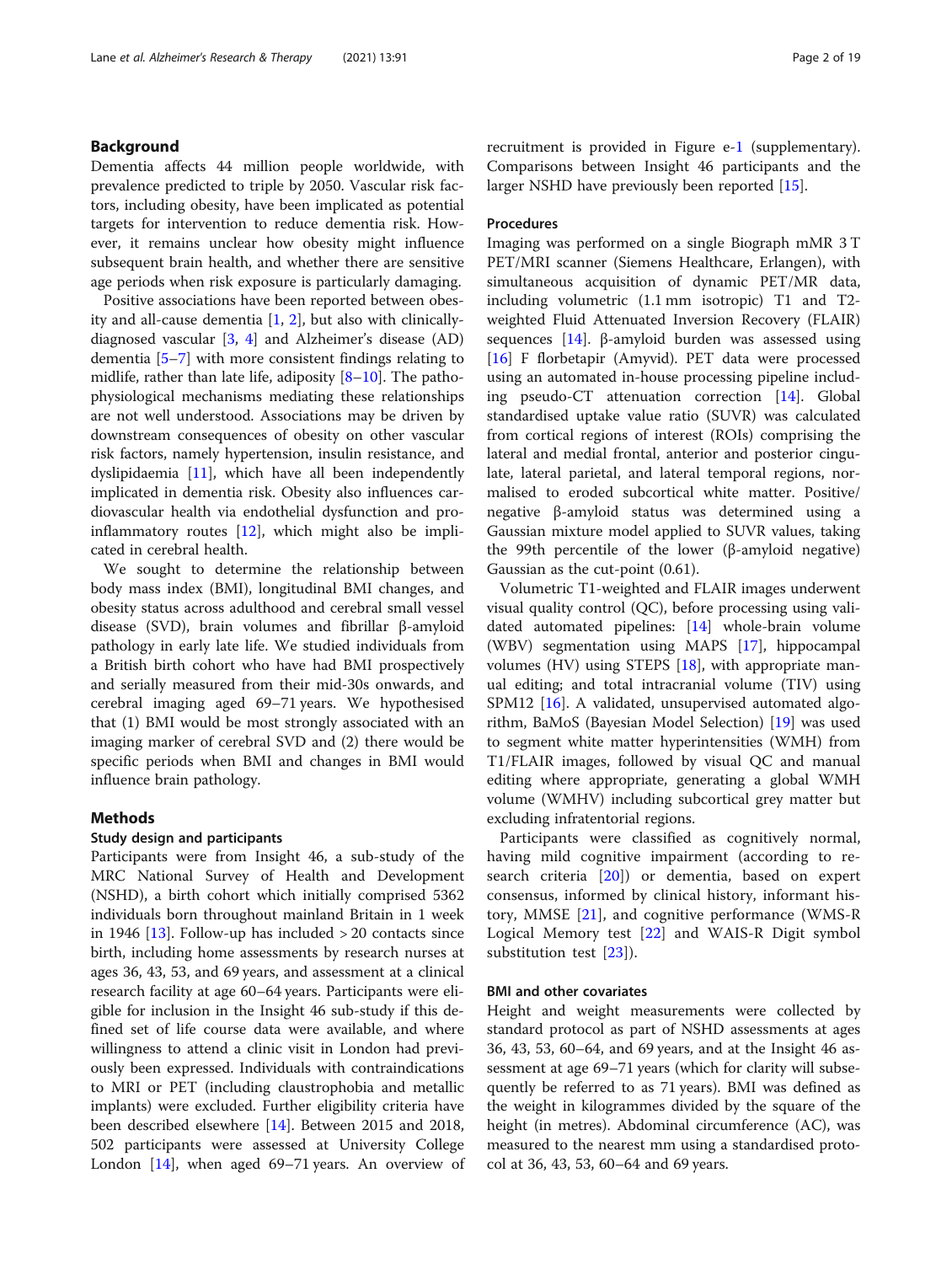## Background

Dementia affects 44 million people worldwide, with prevalence predicted to triple by 2050. Vascular risk factors, including obesity, have been implicated as potential targets for intervention to reduce dementia risk. However, it remains unclear how obesity might influence subsequent brain health, and whether there are sensitive age periods when risk exposure is particularly damaging.

Positive associations have been reported between obesity and all-cause dementia [1, 2], but also with clinically-diagnosed vascular [3, 4] and Alzheimer's disease (AD) dementia [5–7] with more consistent findings relating to midlife, rather than late life, adiposity [8–10]. The pathophysiological mechanisms mediating these relationships are not well understood. Associations may be driven by downstream consequences of obesity on other vascular risk factors, namely hypertension, insulin resistance, and dyslipidaemia [11], which have all been independently implicated in dementia risk. Obesity also influences cardiovascular health via endothelial dysfunction and pro-inflammatory routes [12], which might also be implicated in cerebral health.

We sought to determine the relationship between body mass index (BMI), longitudinal BMI changes, and obesity status across adulthood and cerebral small vessel disease (SVD), brain volumes and fibrillar β-amyloid pathology in early late life. We studied individuals from a British birth cohort who have had BMI prospectively and serially measured from their mid-30s onwards, and cerebral imaging aged 69–71 years. We hypothesised that (1) BMI would be most strongly associated with an imaging marker of cerebral SVD and (2) there would be specific periods when BMI and changes in BMI would influence brain pathology.

## Methods

### Study design and participants

Participants were from Insight 46, a sub-study of the MRC National Survey of Health and Development (NSHD), a birth cohort which initially comprised 5362 individuals born throughout mainland Britain in 1 week in 1946 [13]. Follow-up has included > 20 contacts since birth, including home assessments by research nurses at ages 36, 43, 53, and 69 years, and assessment at a clinical research facility at age 60–64 years. Participants were eligible for inclusion in the Insight 46 sub-study if this defined set of life course data were available, and where willingness to attend a clinic visit in London had previously been expressed. Individuals with contraindications to MRI or PET (including claustrophobia and metallic implants) were excluded. Further eligibility criteria have been described elsewhere [14]. Between 2015 and 2018, 502 participants were assessed at University College London [14], when aged 69–71 years. An overview of recruitment is provided in Figure e-1 (supplementary). Comparisons between Insight 46 participants and the larger NSHD have previously been reported [15].

### Procedures

Imaging was performed on a single Biograph mMR 3 T PET/MRI scanner (Siemens Healthcare, Erlangen), with simultaneous acquisition of dynamic PET/MR data, including volumetric (1.1 mm isotropic) T1 and T2-weighted Fluid Attenuated Inversion Recovery (FLAIR) sequences [14]. β-amyloid burden was assessed using [16] F florbetapir (Amyvid). PET data were processed using an automated in-house processing pipeline including pseudo-CT attenuation correction [14]. Global standardised uptake value ratio (SUVR) was calculated from cortical regions of interest (ROIs) comprising the lateral and medial frontal, anterior and posterior cingulate, lateral parietal, and lateral temporal regions, normalised to eroded subcortical white matter. Positive/negative β-amyloid status was determined using a Gaussian mixture model applied to SUVR values, taking the 99th percentile of the lower (β-amyloid negative) Gaussian as the cut-point (0.61).

Volumetric T1-weighted and FLAIR images underwent visual quality control (QC), before processing using validated automated pipelines: [14] whole-brain volume (WBV) segmentation using MAPS [17], hippocampal volumes (HV) using STEPS [18], with appropriate manual editing; and total intracranial volume (TIV) using SPM12 [16]. A validated, unsupervised automated algorithm, BaMoS (Bayesian Model Selection) [19] was used to segment white matter hyperintensities (WMH) from T1/FLAIR images, followed by visual QC and manual editing where appropriate, generating a global WMH volume (WMHV) including subcortical grey matter but excluding infratentorial regions.

Participants were classified as cognitively normal, having mild cognitive impairment (according to research criteria [20]) or dementia, based on expert consensus, informed by clinical history, informant history, MMSE [21], and cognitive performance (WMS-R Logical Memory test [22] and WAIS-R Digit symbol substitution test [23]).

### BMI and other covariates

Height and weight measurements were collected by standard protocol as part of NSHD assessments at ages 36, 43, 53, 60–64, and 69 years, and at the Insight 46 assessment at age 69–71 years (which for clarity will subsequently be referred to as 71 years). BMI was defined as the weight in kilogrammes divided by the square of the height (in metres). Abdominal circumference (AC), was measured to the nearest mm using a standardised protocol at 36, 43, 53, 60–64 and 69 years.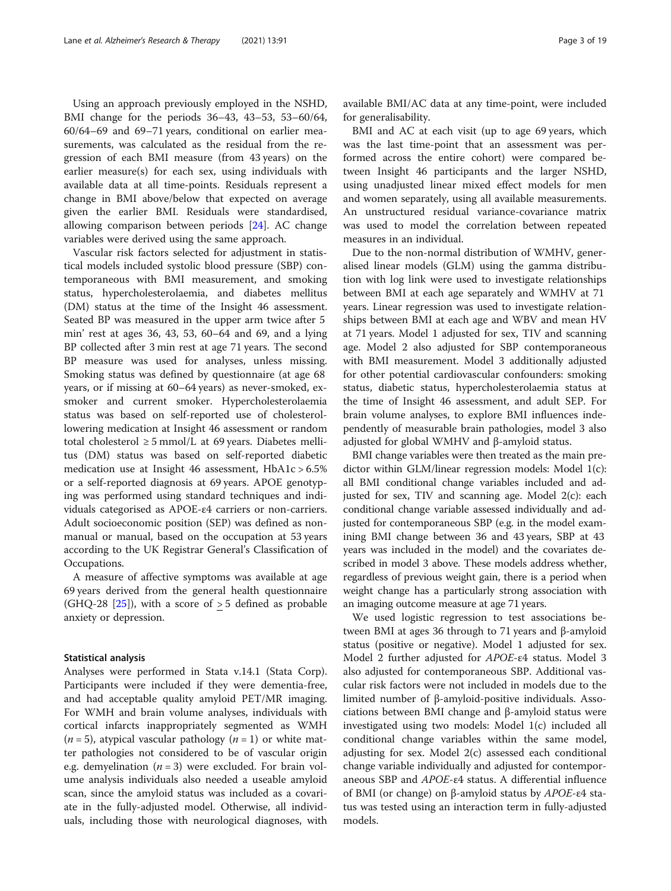Using an approach previously employed in the NSHD, BMI change for the periods 36–43, 43–53, 53–60/64, 60/64–69 and 69–71 years, conditional on earlier measurements, was calculated as the residual from the regression of each BMI measure (from 43 years) on the earlier measure(s) for each sex, using individuals with available data at all time-points. Residuals represent a change in BMI above/below that expected on average given the earlier BMI. Residuals were standardised, allowing comparison between periods [24]. AC change variables were derived using the same approach.

Vascular risk factors selected for adjustment in statistical models included systolic blood pressure (SBP) contemporaneous with BMI measurement, and smoking status, hypercholesterolaemia, and diabetes mellitus (DM) status at the time of the Insight 46 assessment. Seated BP was measured in the upper arm twice after 5 min' rest at ages 36, 43, 53, 60–64 and 69, and a lying BP collected after 3 min rest at age 71 years. The second BP measure was used for analyses, unless missing. Smoking status was defined by questionnaire (at age 68 years, or if missing at 60–64 years) as never-smoked, ex-smoker and current smoker. Hypercholesterolaemia status was based on self-reported use of cholesterol-lowering medication at Insight 46 assessment or random total cholesterol ≥ 5 mmol/L at 69 years. Diabetes mellitus (DM) status was based on self-reported diabetic medication use at Insight 46 assessment, HbA1c > 6.5% or a self-reported diagnosis at 69 years. APOE genotyping was performed using standard techniques and individuals categorised as APOE-ε4 carriers or non-carriers. Adult socioeconomic position (SEP) was defined as non-manual or manual, based on the occupation at 53 years according to the UK Registrar General's Classification of Occupations.

A measure of affective symptoms was available at age 69 years derived from the general health questionnaire (GHQ-28 [25]), with a score of ≥ 5 defined as probable anxiety or depression.

### Statistical analysis

Analyses were performed in Stata v.14.1 (Stata Corp). Participants were included if they were dementia-free, and had acceptable quality amyloid PET/MR imaging. For WMH and brain volume analyses, individuals with cortical infarcts inappropriately segmented as WMH ($n = 5$), atypical vascular pathology ($n = 1$) or white matter pathologies not considered to be of vascular origin e.g. demyelination ($n = 3$) were excluded. For brain volume analysis individuals also needed a useable amyloid scan, since the amyloid status was included as a covariate in the fully-adjusted model. Otherwise, all individuals, including those with neurological diagnoses, with available BMI/AC data at any time-point, were included for generalisability.

BMI and AC at each visit (up to age 69 years, which was the last time-point that an assessment was performed across the entire cohort) were compared between Insight 46 participants and the larger NSHD, using unadjusted linear mixed effect models for men and women separately, using all available measurements. An unstructured residual variance-covariance matrix was used to model the correlation between repeated measures in an individual.

Due to the non-normal distribution of WMHV, generalised linear models (GLM) using the gamma distribution with log link were used to investigate relationships between BMI at each age separately and WMHV at 71 years. Linear regression was used to investigate relationships between BMI at each age and WBV and mean HV at 71 years. Model 1 adjusted for sex, TIV and scanning age. Model 2 also adjusted for SBP contemporaneous with BMI measurement. Model 3 additionally adjusted for other potential cardiovascular confounders: smoking status, diabetic status, hypercholesterolaemia status at the time of Insight 46 assessment, and adult SEP. For brain volume analyses, to explore BMI influences independently of measurable brain pathologies, model 3 also adjusted for global WMHV and β-amyloid status.

BMI change variables were then treated as the main predictor within GLM/linear regression models: Model 1(c): all BMI conditional change variables included and adjusted for sex, TIV and scanning age. Model 2(c): each conditional change variable assessed individually and adjusted for contemporaneous SBP (e.g. in the model examining BMI change between 36 and 43 years, SBP at 43 years was included in the model) and the covariates described in model 3 above. These models address whether, regardless of previous weight gain, there is a period when weight change has a particularly strong association with an imaging outcome measure at age 71 years.

We used logistic regression to test associations between BMI at ages 36 through to 71 years and β-amyloid status (positive or negative). Model 1 adjusted for sex. Model 2 further adjusted for *APOE*-ε4 status. Model 3 also adjusted for contemporaneous SBP. Additional vascular risk factors were not included in models due to the limited number of β-amyloid-positive individuals. Associations between BMI change and β-amyloid status were investigated using two models: Model 1(c) included all conditional change variables within the same model, adjusting for sex. Model 2(c) assessed each conditional change variable individually and adjusted for contemporaneous SBP and *APOE*-ε4 status. A differential influence of BMI (or change) on β-amyloid status by *APOE*-ε4 status was tested using an interaction term in fully-adjusted models.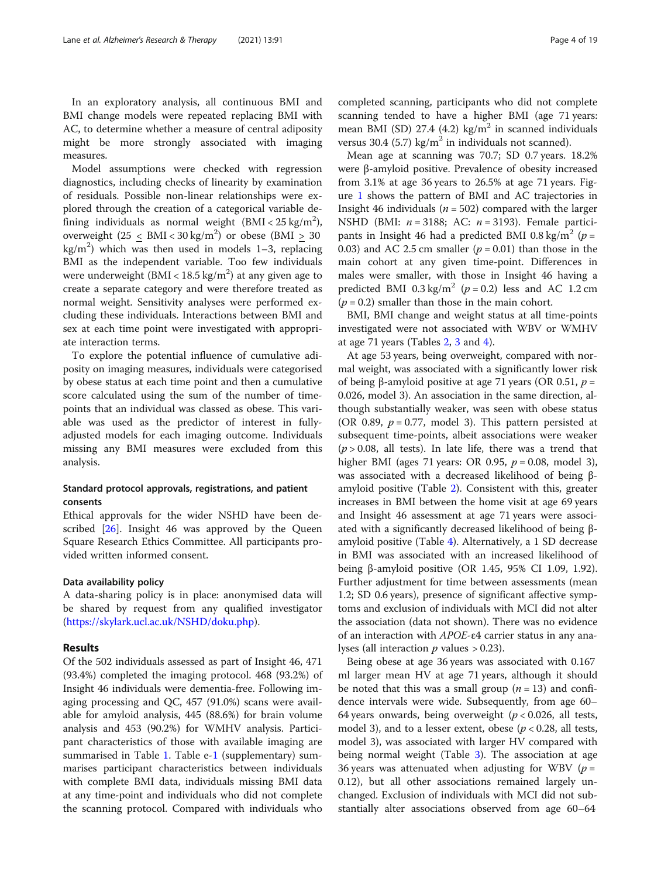In an exploratory analysis, all continuous BMI and BMI change models were repeated replacing BMI with AC, to determine whether a measure of central adiposity might be more strongly associated with imaging measures.

Model assumptions were checked with regression diagnostics, including checks of linearity by examination of residuals. Possible non-linear relationships were explored through the creation of a categorical variable defining individuals as normal weight (BMI < 25 kg/m$^2$), overweight (25 $\leq$ BMI < 30 kg/m$^2$) or obese (BMI $\geq$ 30 kg/m$^2$) which was then used in models 1–3, replacing BMI as the independent variable. Too few individuals were underweight (BMI < 18.5 kg/m$^2$) at any given age to create a separate category and were therefore treated as normal weight. Sensitivity analyses were performed excluding these individuals. Interactions between BMI and sex at each time point were investigated with appropriate interaction terms.

To explore the potential influence of cumulative adiposity on imaging measures, individuals were categorised by obese status at each time point and then a cumulative score calculated using the sum of the number of time-points that an individual was classed as obese. This variable was used as the predictor of interest in fully-adjusted models for each imaging outcome. Individuals missing any BMI measures were excluded from this analysis.

### Standard protocol approvals, registrations, and patient consents

Ethical approvals for the wider NSHD have been described [26]. Insight 46 was approved by the Queen Square Research Ethics Committee. All participants provided written informed consent.

### Data availability policy

A data-sharing policy is in place: anonymised data will be shared by request from any qualified investigator (https://skylark.ucl.ac.uk/NSHD/doku.php).

## Results

Of the 502 individuals assessed as part of Insight 46, 471 (93.4%) completed the imaging protocol. 468 (93.2%) of Insight 46 individuals were dementia-free. Following imaging processing and QC, 457 (91.0%) scans were available for amyloid analysis, 445 (88.6%) for brain volume analysis and 453 (90.2%) for WMHV analysis. Participant characteristics of those with available imaging are summarised in Table 1. Table e-1 (supplementary) summarises participant characteristics between individuals with complete BMI data, individuals missing BMI data at any time-point and individuals who did not complete the scanning protocol. Compared with individuals who completed scanning, participants who did not complete scanning tended to have a higher BMI (age 71 years: mean BMI (SD) 27.4 (4.2) kg/m$^2$ in scanned individuals versus 30.4 (5.7) kg/m$^2$ in individuals not scanned).

Mean age at scanning was 70.7; SD 0.7 years. 18.2% were β-amyloid positive. Prevalence of obesity increased from 3.1% at age 36 years to 26.5% at age 71 years. Figure 1 shows the pattern of BMI and AC trajectories in Insight 46 individuals ($n = 502$) compared with the larger NSHD (BMI: $n = 3188$; AC: $n = 3193$). Female participants in Insight 46 had a predicted BMI 0.8 kg/m$^2$ ($p = 0.03$) and AC 2.5 cm smaller ($p = 0.01$) than those in the main cohort at any given time-point. Differences in males were smaller, with those in Insight 46 having a predicted BMI 0.3 kg/m$^2$ ($p = 0.2$) less and AC 1.2 cm ($p = 0.2$) smaller than those in the main cohort.

BMI, BMI change and weight status at all time-points investigated were not associated with WBV or WMHV at age 71 years (Tables 2, 3 and 4).

At age 53 years, being overweight, compared with normal weight, was associated with a significantly lower risk of being β-amyloid positive at age 71 years (OR 0.51, $p = 0.026$, model 3). An association in the same direction, although substantially weaker, was seen with obese status (OR 0.89, $p = 0.77$, model 3). This pattern persisted at subsequent time-points, albeit associations were weaker ($p > 0.08$, all tests). In late life, there was a trend that higher BMI (ages 71 years: OR 0.95, $p = 0.08$, model 3), was associated with a decreased likelihood of being β-amyloid positive (Table 2). Consistent with this, greater increases in BMI between the home visit at age 69 years and Insight 46 assessment at age 71 years were associated with a significantly decreased likelihood of being β-amyloid positive (Table 4). Alternatively, a 1 SD decrease in BMI was associated with an increased likelihood of being β-amyloid positive (OR 1.45, 95% CI 1.09, 1.92). Further adjustment for time between assessments (mean 1.2; SD 0.6 years), presence of significant affective symptoms and exclusion of individuals with MCI did not alter the association (data not shown). There was no evidence of an interaction with *APOE*-ε4 carrier status in any analyses (all interaction $p$ values > 0.23).

Being obese at age 36 years was associated with 0.167 ml larger mean HV at age 71 years, although it should be noted that this was a small group ($n = 13$) and confidence intervals were wide. Subsequently, from age 60–64 years onwards, being overweight ($p < 0.026$, all tests, model 3), and to a lesser extent, obese ($p < 0.28$, all tests, model 3), was associated with larger HV compared with being normal weight (Table 3). The association at age 36 years was attenuated when adjusting for WBV ($p = 0.12$), but all other associations remained largely unchanged. Exclusion of individuals with MCI did not substantially alter associations observed from age 60–64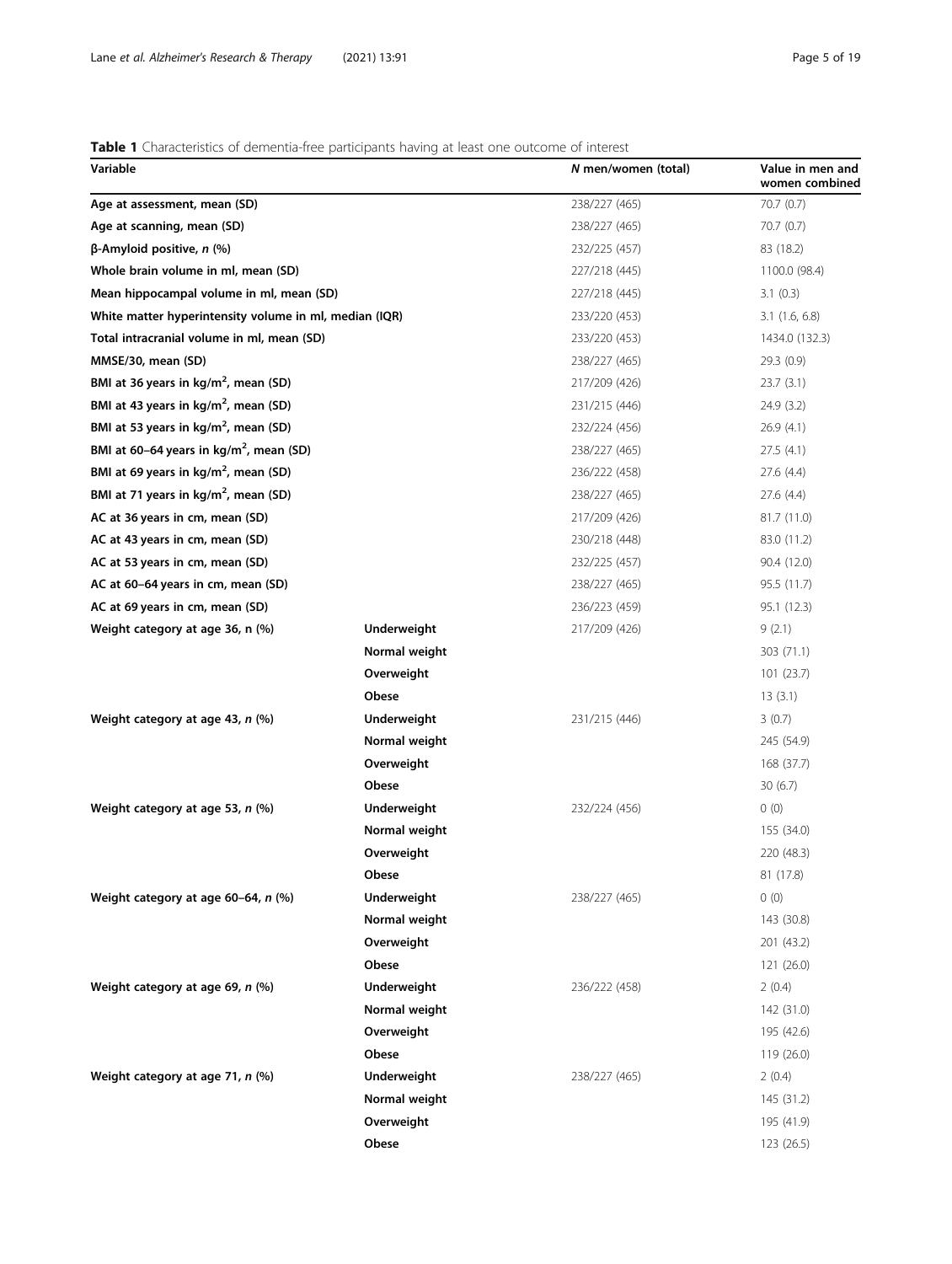**Table 1** Characteristics of dementia-free participants having at least one outcome of interest

| Variable | | N men/women (total) | Value in men and women combined |
|---|---|---|---|
| **Age at assessment, mean (SD)** | | 238/227 (465) | 70.7 (0.7) |
| **Age at scanning, mean (SD)** | | 238/227 (465) | 70.7 (0.7) |
| **β-Amyloid positive, *n* (%)** | | 232/225 (457) | 83 (18.2) |
| **Whole brain volume in ml, mean (SD)** | | 227/218 (445) | 1100.0 (98.4) |
| **Mean hippocampal volume in ml, mean (SD)** | | 227/218 (445) | 3.1 (0.3) |
| **White matter hyperintensity volume in ml, median (IQR)** | | 233/220 (453) | 3.1 (1.6, 6.8) |
| **Total intracranial volume in ml, mean (SD)** | | 233/220 (453) | 1434.0 (132.3) |
| **MMSE/30, mean (SD)** | | 238/227 (465) | 29.3 (0.9) |
| **BMI at 36 years in kg/m$^2$, mean (SD)** | | 217/209 (426) | 23.7 (3.1) |
| **BMI at 43 years in kg/m$^2$, mean (SD)** | | 231/215 (446) | 24.9 (3.2) |
| **BMI at 53 years in kg/m$^2$, mean (SD)** | | 232/224 (456) | 26.9 (4.1) |
| **BMI at 60–64 years in kg/m$^2$, mean (SD)** | | 238/227 (465) | 27.5 (4.1) |
| **BMI at 69 years in kg/m$^2$, mean (SD)** | | 236/222 (458) | 27.6 (4.4) |
| **BMI at 71 years in kg/m$^2$, mean (SD)** | | 238/227 (465) | 27.6 (4.4) |
| **AC at 36 years in cm, mean (SD)** | | 217/209 (426) | 81.7 (11.0) |
| **AC at 43 years in cm, mean (SD)** | | 230/218 (448) | 83.0 (11.2) |
| **AC at 53 years in cm, mean (SD)** | | 232/225 (457) | 90.4 (12.0) |
| **AC at 60–64 years in cm, mean (SD)** | | 238/227 (465) | 95.5 (11.7) |
| **AC at 69 years in cm, mean (SD)** | | 236/223 (459) | 95.1 (12.3) |
| **Weight category at age 36, n (%)** | **Underweight** | 217/209 (426) | 9 (2.1) |
| | **Normal weight** | | 303 (71.1) |
| | **Overweight** | | 101 (23.7) |
| | **Obese** | | 13 (3.1) |
| **Weight category at age 43, *n* (%)** | **Underweight** | 231/215 (446) | 3 (0.7) |
| | **Normal weight** | | 245 (54.9) |
| | **Overweight** | | 168 (37.7) |
| | **Obese** | | 30 (6.7) |
| **Weight category at age 53, *n* (%)** | **Underweight** | 232/224 (456) | 0 (0) |
| | **Normal weight** | | 155 (34.0) |
| | **Overweight** | | 220 (48.3) |
| | **Obese** | | 81 (17.8) |
| **Weight category at age 60–64, *n* (%)** | **Underweight** | 238/227 (465) | 0 (0) |
| | **Normal weight** | | 143 (30.8) |
| | **Overweight** | | 201 (43.2) |
| | **Obese** | | 121 (26.0) |
| **Weight category at age 69, *n* (%)** | **Underweight** | 236/222 (458) | 2 (0.4) |
| | **Normal weight** | | 142 (31.0) |
| | **Overweight** | | 195 (42.6) |
| | **Obese** | | 119 (26.0) |
| **Weight category at age 71, *n* (%)** | **Underweight** | 238/227 (465) | 2 (0.4) |
| | **Normal weight** | | 145 (31.2) |
| | **Overweight** | | 195 (41.9) |
| | **Obese** | | 123 (26.5) |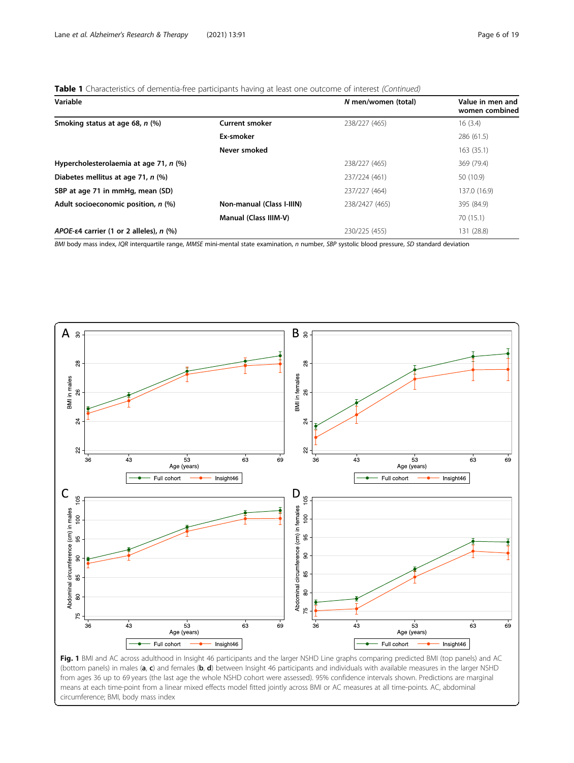**Table 1** Characteristics of dementia-free participants having at least one outcome of interest *(Continued)*

| Variable | | *N* men/women (total) | Value in men and women combined |
|---|---|---|---|
| **Smoking status at age 68, *n* (%)** | **Current smoker** | 238/227 (465) | 16 (3.4) |
| | **Ex-smoker** | | 286 (61.5) |
| | **Never smoked** | | 163 (35.1) |
| **Hypercholesterolaemia at age 71, *n* (%)** | | 238/227 (465) | 369 (79.4) |
| **Diabetes mellitus at age 71, *n* (%)** | | 237/224 (461) | 50 (10.9) |
| **SBP at age 71 in mmHg, mean (SD)** | | 237/227 (464) | 137.0 (16.9) |
| **Adult socioeconomic position, *n* (%)** | **Non-manual (Class I-IIIN)** | 238/2427 (465) | 395 (84.9) |
| | **Manual (Class IIIM-V)** | | 70 (15.1) |
| ***APOE*-ε4 carrier (1 or 2 alleles), *n* (%)** | | 230/225 (455) | 131 (28.8) |

*BMI* body mass index, *IQR* interquartile range, *MMSE* mini-mental state examination, *n* number, *SBP* systolic blood pressure, *SD* standard deviation

**Fig. 1** BMI and AC across adulthood in Insight 46 participants and the larger NSHD Line graphs comparing predicted BMI (top panels) and AC (bottom panels) in males (**a**, **c**) and females (**b**, **d**) between Insight 46 participants and individuals with available measures in the larger NSHD from ages 36 up to 69 years (the last age the whole NSHD cohort were assessed). 95% confidence intervals shown. Predictions are marginal means at each time-point from a linear mixed effects model fitted jointly across BMI or AC measures at all time-points. AC, abdominal circumference; BMI, body mass index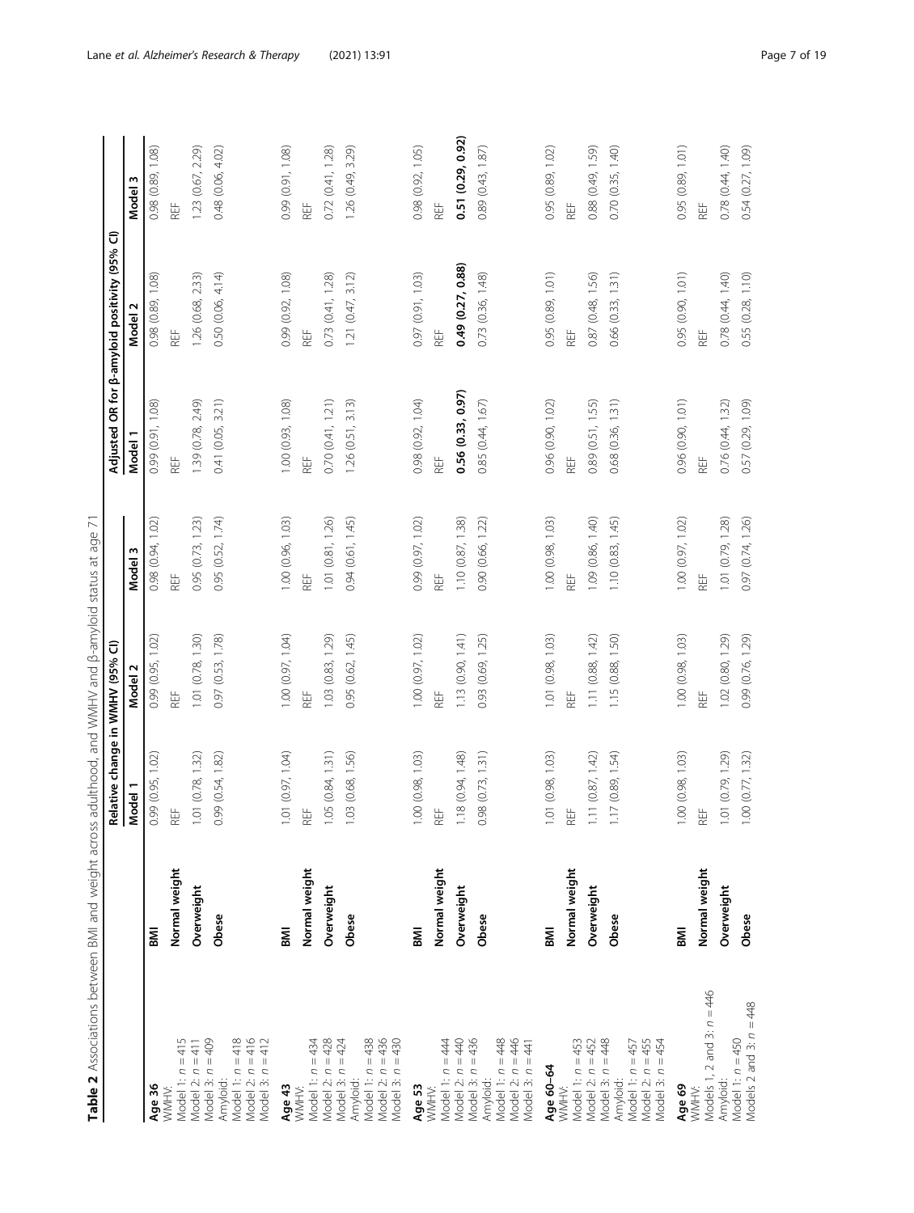**Table 2** Associations between BMI and weight across adulthood, and WMHV and β-amyloid status at age 71

| | | Relative change in WMHV (95% CI) | | | Adjusted OR for β-amyloid positivity (95% CI) | | |
|---|---|---|---|---|---|---|---|
| | | Model 1 | Model 2 | Model 3 | Model 1 | Model 2 | Model 3 |
| **Age 36** | **BMI** | 0.99 (0.95, 1.02) | 0.99 (0.95, 1.02) | 0.98 (0.94, 1.02) | 0.99 (0.91, 1.08) | 0.98 (0.89, 1.08) | 0.98 (0.89, 1.08) |
| WMHV: Model 1: $n = 415$ Model 2: $n = 411$ Model 3: $n = 409$ | **Normal weight** | REF | REF | REF | REF | REF | REF |
| Amyloid: Model 1: $n = 418$ Model 2: $n = 416$ Model 3: $n = 412$ | **Overweight** | 1.01 (0.78, 1.32) | 1.01 (0.78, 1.30) | 0.95 (0.73, 1.23) | 1.39 (0.78, 2.49) | 1.26 (0.68, 2.33) | 1.23 (0.67, 2.29) |
| | **Obese** | 0.99 (0.54, 1.82) | 0.97 (0.53, 1.78) | 0.95 (0.52, 1.74) | 0.41 (0.05, 3.21) | 0.50 (0.06, 4.14) | 0.48 (0.06, 4.02) |
| **Age 43** | **BMI** | 1.01 (0.97, 1.04) | 1.00 (0.97, 1.04) | 1.00 (0.96, 1.03) | 1.00 (0.93, 1.08) | 0.99 (0.92, 1.08) | 0.99 (0.91, 1.08) |
| WMHV: Model 1: $n = 434$ Model 2: $n = 428$ Model 3: $n = 424$ | **Normal weight** | REF | REF | REF | REF | REF | REF |
| Amyloid: Model 1: $n = 438$ Model 2: $n = 436$ Model 3: $n = 430$ | **Overweight** | 1.05 (0.84, 1.31) | 1.03 (0.83, 1.29) | 1.01 (0.81, 1.26) | 0.70 (0.41, 1.21) | 0.73 (0.41, 1.28) | 0.72 (0.41, 1.28) |
| | **Obese** | 1.03 (0.68, 1.56) | 0.95 (0.62, 1.45) | 0.94 (0.61, 1.45) | 1.26 (0.51, 3.13) | 1.21 (0.47, 3.12) | 1.26 (0.49, 3.29) |
| **Age 53** | **BMI** | 1.00 (0.98, 1.03) | 1.00 (0.97, 1.02) | 0.99 (0.97, 1.02) | 0.98 (0.92, 1.04) | 0.97 (0.91, 1.03) | 0.98 (0.92, 1.05) |
| WMHV: Model 1: $n = 444$ Model 2: $n = 440$ Model 3: $n = 436$ | **Normal weight** | REF | REF | REF | REF | REF | REF |
| Amyloid: Model 1: $n = 448$ Model 2: $n = 446$ Model 3: $n = 441$ | **Overweight** | 1.18 (0.94, 1.48) | 1.13 (0.90, 1.41) | 1.10 (0.87, 1.38) | **0.56 (0.33, 0.97)** | **0.49 (0.27, 0.88)** | **0.51 (0.29, 0.92)** |
| | **Obese** | 0.98 (0.73, 1.31) | 0.93 (0.69, 1.25) | 0.90 (0.66, 1.22) | 0.85 (0.44, 1.67) | 0.73 (0.36, 1.48) | 0.89 (0.43, 1.87) |
| **Age 60–64** | **BMI** | 1.01 (0.98, 1.03) | 1.01 (0.98, 1.03) | 1.00 (0.98, 1.03) | 0.96 (0.90, 1.02) | 0.95 (0.89, 1.01) | 0.95 (0.89, 1.02) |
| WMHV: Model 1: $n = 453$ Model 2: $n = 452$ Model 3: $n = 448$ | **Normal weight** | REF | REF | REF | REF | REF | REF |
| Amyloid: Model 1: $n = 457$ Model 2: $n = 455$ Model 3: $n = 454$ | **Overweight** | 1.11 (0.87, 1.42) | 1.11 (0.88, 1.42) | 1.09 (0.86, 1.40) | 0.89 (0.51, 1.55) | 0.87 (0.48, 1.56) | 0.88 (0.49, 1.59) |
| | **Obese** | 1.17 (0.89, 1.54) | 1.15 (0.88, 1.50) | 1.10 (0.83, 1.45) | 0.68 (0.36, 1.31) | 0.66 (0.33, 1.31) | 0.70 (0.35, 1.40) |
| **Age 69** | **BMI** | 1.00 (0.98, 1.03) | 1.00 (0.98, 1.03) | 1.00 (0.97, 1.02) | 0.96 (0.90, 1.01) | 0.95 (0.90, 1.01) | 0.95 (0.89, 1.01) |
| WMHV: Models 1, 2 and 3: $n = 446$ | **Normal weight** | REF | REF | REF | REF | REF | REF |
| Amyloid: Model 1: $n = 450$ Models 2 and 3: $n = 448$ | **Overweight** | 1.01 (0.79, 1.29) | 1.02 (0.80, 1.29) | 1.01 (0.79, 1.28) | 0.76 (0.44, 1.32) | 0.78 (0.44, 1.40) | 0.78 (0.44, 1.40) |
| | **Obese** | 1.00 (0.77, 1.32) | 0.99 (0.76, 1.29) | 0.97 (0.74, 1.26) | 0.57 (0.29, 1.09) | 0.55 (0.28, 1.10) | 0.54 (0.27, 1.09) |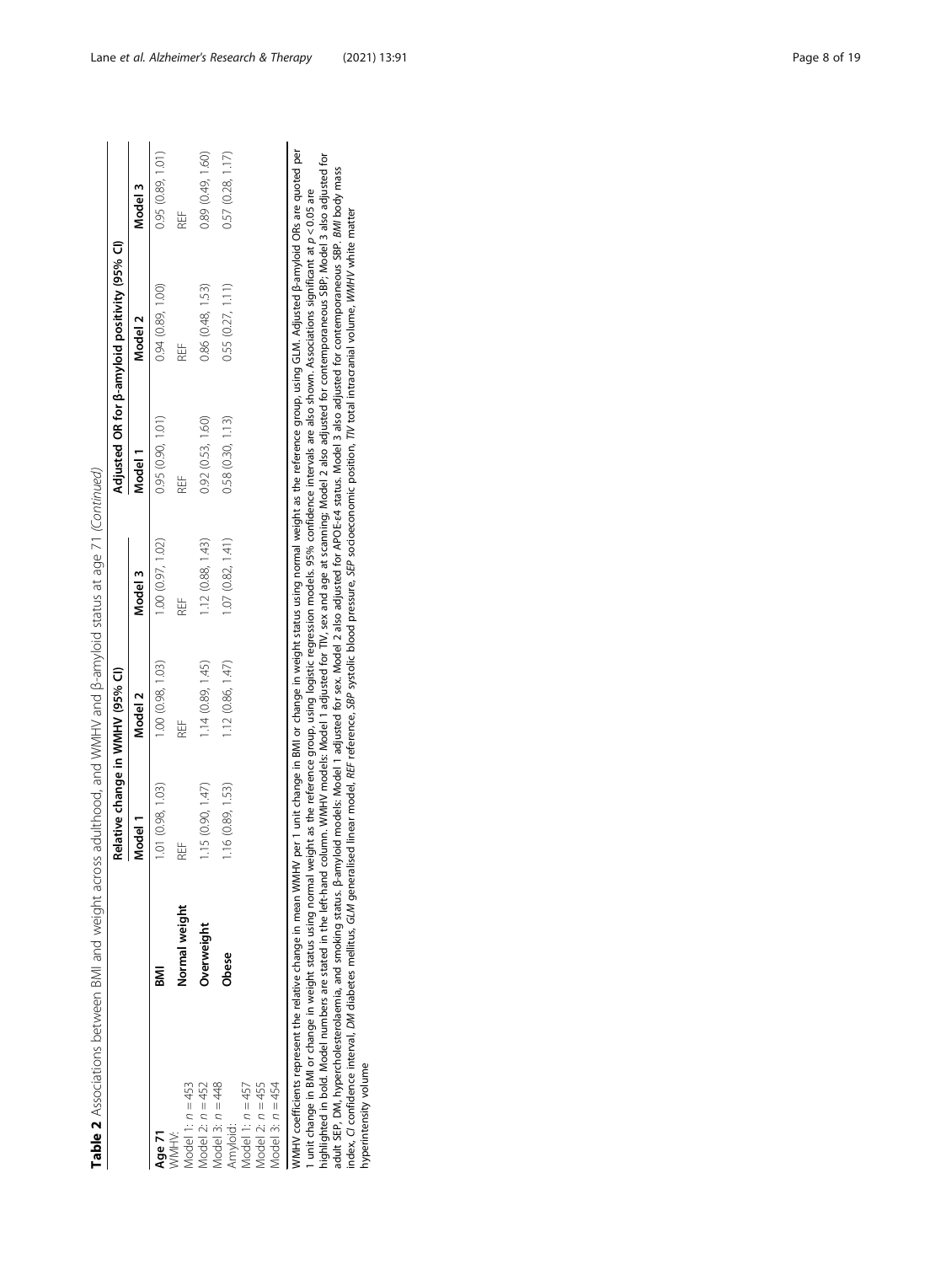**Table 2** Associations between BMI and weight across adulthood, and WMHV and β-amyloid status at age 71 (*Continued*)

| | | Relative change in WMHV (95% CI) | | | Adjusted OR for β-amyloid positivity (95% CI) | | |
|---|---|---|---|---|---|---|---|
| | | Model 1 | Model 2 | Model 3 | Model 1 | Model 2 | Model 3 |
| **Age 71** | **BMI** | 1.01 (0.98, 1.03) | 1.00 (0.98, 1.03) | 1.00 (0.97, 1.02) | 0.95 (0.90, 1.01) | 0.94 (0.89, 1.00) | 0.95 (0.89, 1.01) |
| WMHV:<br>Model 1: $n = 453$<br>Model 2: $n = 452$<br>Model 3: $n = 448$ | **Normal weight** | REF | REF | REF | REF | REF | REF |
| Amyloid:<br>Model 1: $n = 457$<br>Model 2: $n = 455$<br>Model 3: $n = 454$ | **Overweight** | 1.15 (0.90, 1.47) | 1.14 (0.89, 1.45) | 1.12 (0.88, 1.43) | 0.92 (0.53, 1.60) | 0.86 (0.48, 1.53) | 0.89 (0.49, 1.60) |
| | **Obese** | 1.16 (0.89, 1.53) | 1.12 (0.86, 1.47) | 1.07 (0.82, 1.41) | 0.58 (0.30, 1.13) | 0.55 (0.27, 1.11) | 0.57 (0.28, 1.17) |

WMHV coefficients represent the relative change in mean WMHV per 1 unit change in BMI or change in weight status using normal weight as the reference group, using GLM. Adjusted β-amyloid ORs are quoted per 1 unit change in BMI or change in weight status using normal weight as the reference group, using logistic regression models. 95% confidence intervals are also shown. Associations significant at $p < 0.05$ are highlighted in bold. Model numbers are stated in the left-hand column. WMHV models: Model 1 adjusted for TIV, sex and age at scanning; Model 2 also adjusted for contemporaneous SBP; Model 3 also adjusted for adult SEP, DM, hypercholesterolaemia, and smoking status. β-amyloid models: Model 1 adjusted for sex. Model 2 also adjusted for APOE-ε4 status. Model 3 also adjusted for contemporaneous SBP. *BMI* body mass index, *CI* confidence interval, *DM* diabetes mellitus, *GLM* generalised linear model, *REF* reference, *SBP* systolic blood pressure, *SEP* socioeconomic position, *TIV* total intracranial volume, *WMHV* white matter hyperintensity volume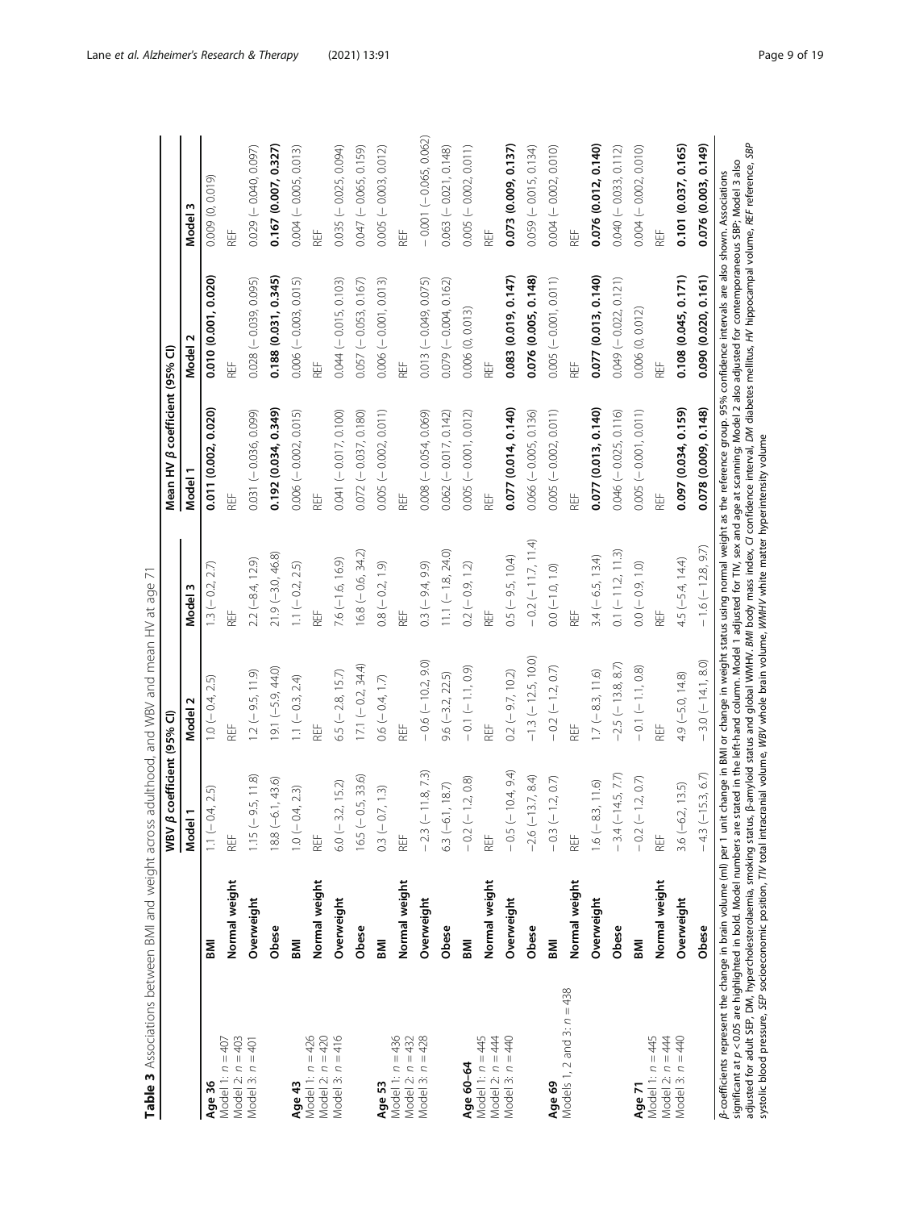**Table 3** Associations between BMI and weight across adulthood, and WBV and mean HV at age 71

| | | WBV *β* coefficient (95% CI) | | | Mean HV *β* coefficient (95% CI) | | |
|---|---|---|---|---|---|---|---|
| | | Model 1 | Model 2 | Model 3 | Model 1 | Model 2 | Model 3 |
| **Age 36** Model 1: $n = 407$ Model 2: $n = 403$ Model 3: $n = 401$ | **BMI** | 1.1 (− 0.4, 2.5) | 1.0 (− 0.4, 2.5) | 1.3 (− 0.2, 2.7) | **0.011 (0.002, 0.020)** | **0.010 (0.001, 0.020)** | 0.009 (0, 0.019) |
| | **Normal weight** | REF | REF | REF | REF | REF | REF |
| | **Overweight** | 1.15 (− 9.5, 11.8) | 1.2 (− 9.5, 11.9) | 2.2 (−8.4, 12.9) | 0.031 (− 0.036, 0.099) | 0.028 (− 0.039, 0.095) | 0.029 (− 0.040, 0.097) |
| | **Obese** | 18.8 (−6.1, 43.6) | 19.1 (−5.9, 44.0) | 21.9 (−3.0, 46.8) | **0.192 (0.034, 0.349)** | **0.188 (0.031, 0.345)** | **0.167 (0.007, 0.327)** |
| **Age 43** Model 1: $n = 426$ Model 2: $n = 420$ Model 3: $n = 416$ | **BMI** | 1.0 (− 0.4, 2.3) | 1.1 (− 0.3, 2.4) | 1.1 (− 0.2, 2.5) | 0.006 (− 0.002, 0.015) | 0.006 (− 0.003, 0.015) | 0.004 (− 0.005, 0.013) |
| | **Normal weight** | REF | REF | REF | REF | REF | REF |
| | **Overweight** | 6.0 (− 3.2, 15.2) | 6.5 (− 2.8, 15.7) | 7.6 (−1.6, 16.9) | 0.041 (− 0.017, 0.100) | 0.044 (− 0.015, 0.103) | 0.035 (− 0.025, 0.094) |
| | **Obese** | 16.5 (− 0.5, 33.6) | 17.1 (− 0.2, 34.4) | 16.8 (− 0.6, 34.2) | 0.072 (− 0.037, 0.180) | 0.057 (− 0.053, 0.167) | 0.047 (− 0.065, 0.159) |
| **Age 53** Model 1: $n = 436$ Model 2: $n = 432$ Model 3: $n = 428$ | **BMI** | 0.3 (− 0.7, 1.3) | 0.6 (− 0.4, 1.7) | 0.8 (− 0.2, 1.9) | 0.005 (− 0.002, 0.011) | 0.006 (− 0.001, 0.013) | 0.005 (− 0.003, 0.012) |
| | **Normal weight** | REF | REF | REF | REF | REF | REF |
| | **Overweight** | − 2.3 (− 11.8, 7.3) | − 0.6 (− 10.2, 9.0) | 0.3 (− 9.4, 9.9) | 0.008 (− 0.054, 0.069) | 0.013 (− 0.049, 0.075) | − 0.001 (− 0.065, 0.062) |
| | **Obese** | 6.3 (− 6.1, 18.7) | 9.6 (− 3.2, 22.5) | 11.1 (− 1.8, 24.0) | 0.062 (− 0.017, 0.142) | 0.079 (− 0.004, 0.162) | 0.063 (− 0.021, 0.148) |
| **Age 60–64** Model 1: $n = 445$ Model 2: $n = 444$ Model 3: $n = 440$ | **BMI** | − 0.2 (− 1.2, 0.8) | − 0.1 (− 1.1, 0.9) | 0.2 (− 0.9, 1.2) | 0.005 (− 0.001, 0.012) | 0.006 (0, 0.013) | 0.005 (− 0.002, 0.011) |
| | **Normal weight** | REF | REF | REF | REF | REF | REF |
| | **Overweight** | − 0.5 (− 10.4, 9.4) | 0.2 (− 9.7, 10.2) | 0.5 (− 9.5, 10.4) | **0.077 (0.014, 0.140)** | **0.083 (0.019, 0.147)** | **0.073 (0.009, 0.137)** |
| | **Obese** | −2.6 (−13.7, 8.4) | − 1.3 (− 12.5, 10.0) | − 0.2 (− 11.7, 11.4) | 0.066 (− 0.005, 0.136) | **0.076 (0.005, 0.148)** | 0.059 (− 0.015, 0.134) |
| **Age 69** Models 1, 2 and 3: $n = 438$ | **BMI** | − 0.3 (− 1.2, 0.7) | − 0.2 (− 1.2, 0.7) | 0.0 (− 1.0, 1.0) | 0.005 (− 0.002, 0.011) | 0.005 (− 0.001, 0.011) | 0.004 (− 0.002, 0.010) |
| | **Normal weight** | REF | REF | REF | REF | REF | REF |
| | **Overweight** | 1.6 (− 8.3, 11.6) | 1.7 (− 8.3, 11.6) | 3.4 (− 6.5, 13.4) | **0.077 (0.013, 0.140)** | **0.077 (0.013, 0.140)** | **0.076 (0.012, 0.140)** |
| | **Obese** | − 3.4 (− 14.5, 7.7) | − 2.5 (− 13.8, 8.7) | 0.1 (− 11.2, 11.3) | 0.046 (− 0.025, 0.116) | 0.049 (− 0.022, 0.121) | 0.040 (− 0.033, 0.112) |
| **Age 71** Model 1: $n = 445$ Model 2: $n = 444$ Model 3: $n = 440$ | **BMI** | − 0.2 (− 1.2, 0.7) | − 0.1 (− 1.1, 0.8) | 0.0 (− 0.9, 1.0) | 0.005 (− 0.001, 0.011) | 0.006 (0, 0.012) | 0.004 (− 0.002, 0.010) |
| | **Normal weight** | REF | REF | REF | REF | REF | REF |
| | **Overweight** | 3.6 (−6.2, 13.5) | 4.9 (−5.0, 14.8) | 4.5 (−5.4, 14.4) | **0.097 (0.034, 0.159)** | **0.108 (0.045, 0.171)** | **0.101 (0.037, 0.165)** |
| | **Obese** | − 4.3 (−15.3, 6.7) | − 3.0 (− 14.1, 8.0) | − 1.6 (− 12.8, 9.7) | **0.078 (0.009, 0.148)** | **0.090 (0.020, 0.161)** | **0.076 (0.003, 0.149)** |

*β*-coefficients represent the change in brain volume (ml) per 1 unit change in BMI or change in weight status using normal weight as the reference group. 95% confidence intervals are also shown. Associations significant at $p < 0.05$ are highlighted in bold. Model numbers are stated in the left-hand column. Model 1 adjusted for TIV, sex and age at scanning; Model 2 also adjusted for contemporaneous SBP; Model 3 also adjusted for adult SEP, DM, hypercholesterolaemia, smoking status, β-amyloid status and global WMHV. *BMI* body mass index, *CI* confidence interval, *DM* diabetes mellitus, *HV* hippocampal volume, *REF* reference, *SBP* systolic blood pressure, *SEP* socioeconomic position, *TIV* total intracranial volume, *WBV* whole brain volume, *WMHV* white matter hyperintensity volume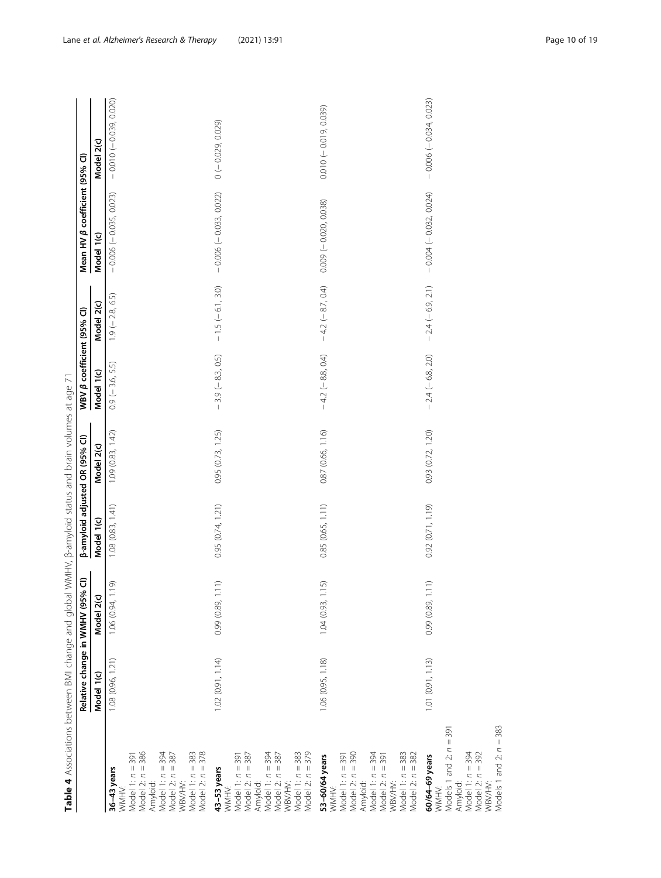**Table 4** Associations between BMI change and global WMHV, β-amyloid status and brain volumes at age 71

| | Relative change in WMHV (95% CI) | | β-amyloid adjusted OR (95% CI) | | WBV β coefficient (95% CI) | | Mean HV β coefficient (95% CI) | |
|---|---|---|---|---|---|---|---|---|
| | Model 1(c) | Model 2(c) | Model 1(c) | Model 2(c) | Model 1(c) | Model 2(c) | Model 1(c) | Model 2(c) |
| **36–43 years**<br>WMHV:<br>Model 1: n = 391<br>Model 2: n = 386<br>Amyloid:<br>Model 1: n = 394<br>Model 2: n = 387<br>WBV/HV:<br>Model 1: n = 383<br>Model 2: n = 378 | 1.08 (0.96, 1.21) | 1.06 (0.94, 1.19) | 1.08 (0.83, 1.41) | 1.09 (0.83, 1.42) | 0.9 (− 3.6, 5.5) | 1.9 (− 2.8, 6.5) | − 0.006 (− 0.035, 0.023) | − 0.010 (− 0.039, 0.020) |
| **43–53 years**<br>WMHV:<br>Model 1: n = 391<br>Model 2: n = 387<br>Amyloid:<br>Model 1: n = 394<br>Model 2: n = 387<br>WBV/HV:<br>Model 1: n = 383<br>Model 2: n = 379 | 1.02 (0.91, 1.14) | 0.99 (0.89, 1.11) | 0.95 (0.74, 1.21) | 0.95 (0.73, 1.25) | − 3.9 (− 8.3, 0.5) | − 1.5 (− 6.1, 3.0) | − 0.006 (− 0.033, 0.022) | 0 (− 0.029, 0.029) |
| **53–60/64 years**<br>WMHV:<br>Model 1: n = 391<br>Model 2: n = 390<br>Amyloid:<br>Model 1: n = 394<br>Model 2: n = 391<br>WBV/HV:<br>Model 1: n = 383<br>Model 2: n = 382 | 1.06 (0.95, 1.18) | 1.04 (0.93, 1.15) | 0.85 (0.65, 1.11) | 0.87 (0.66, 1.16) | − 4.2 (− 8.8, 0.4) | − 4.2 (− 8.7, 0.4) | 0.009 (− 0.020, 0.038) | 0.010 (− 0.019, 0.039) |
| **60/64–69 years**<br>WMHV:<br>Models 1 and 2: n = 391<br>Amyloid:<br>Model 1: n = 394<br>Model 2: n = 392<br>WBV/HV:<br>Models 1 and 2: n = 383 | 1.01 (0.91, 1.13) | 0.99 (0.89, 1.11) | 0.92 (0.71, 1.19) | 0.93 (0.72, 1.20) | − 2.4 (− 6.8, 2.0) | − 2.4 (− 6.9, 2.1) | − 0.004 (− 0.032, 0.024) | − 0.006 (− 0.034, 0.023) |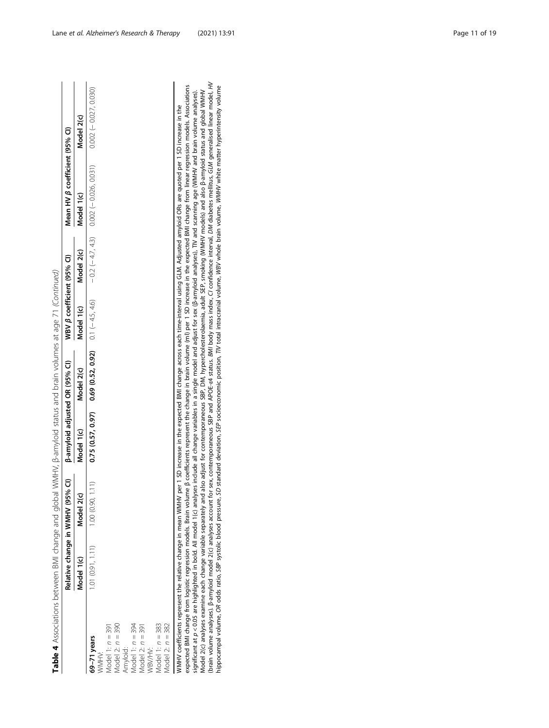**Table 4** Associations between BMI change and global WMHV, β-amyloid status and brain volumes at age 71 *(Continued)*

| | Relative change in WMHV (95% CI) | | β-amyloid adjusted OR (95% CI) | | WBV β coefficient (95% CI) | | Mean HV β coefficient (95% CI) | |
|---|---|---|---|---|---|---|---|---|
| | Model 1(c) | Model 2(c) | Model 1(c) | Model 2(c) | Model 1(c) | Model 2(c) | Model 1(c) | Model 2(c) |
| **69–71 years** | 1.01 (0.91, 1.11) | 1.00 (0.90, 1.11) | **0.75 (0.57, 0.97)** | **0.69 (0.52, 0.92)** | 0.1 (− 4.5, 4.6) | − 0.2 (− 4.7, 4.3) | 0.002 (− 0.026, 0.031) | 0.002 (− 0.027, 0.030) |
| WMHV: | | | | | | | | |
| Model 1: $n = 391$ | | | | | | | | |
| Model 2: $n = 390$ | | | | | | | | |
| Amyloid: | | | | | | | | |
| Model 1: $n = 394$ | | | | | | | | |
| Model 2: $n = 391$ | | | | | | | | |
| WBV/HV: | | | | | | | | |
| Model 1: $n = 383$ | | | | | | | | |
| Model 2: $n = 382$ | | | | | | | | |

WMHV coefficients represent the relative change in mean WMHV per 1 SD increase in the expected BMI change across each time-interval using GLM. Adjusted amyloid ORs are quoted per 1 SD increase in the expected BMI change from logistic regression models. Brain volume β coefficients represent the change in brain volume (ml) per 1 SD increase in the expected BMI change from linear regression models. Associations significant at $p < 0.05$ are highlighted in bold. All model 1(c) analyses include all change variables in a single model and adjust for sex (β-amyloid analyses), TIV and scanning age (WMHV and brain volume analyses). Model 2(c) analyses examine each change variable separately and also adjust for contemporaneous SBP, DM, hypercholesterolaemia, adult SEP, smoking (WMHV models) and also β-amyloid status and global WMHV (brain volume analyses). β-amyloid model 2(c) analyses account for sex, contemporaneous SBP and APOE-ε4 status. *BMI* body mass index, *CI* confidence interval, *DM* diabetes mellitus, *GLM* generalised linear model, *HV* hippocampal volume, *OR* odds ratio, *SBP* systolic blood pressure, *SD* standard deviation, *SEP* socioeconomic position, *TIV* total intracranial volume, *WBV* whole brain volume, *WMHV* white matter hyperintensity volume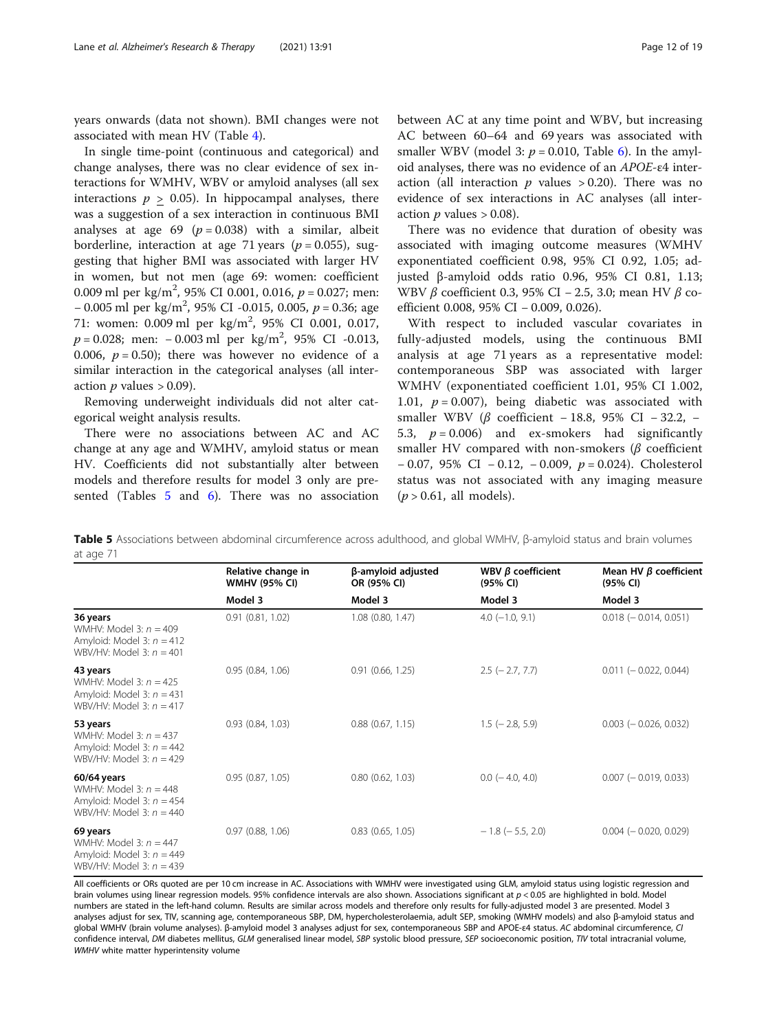years onwards (data not shown). BMI changes were not associated with mean HV (Table 4).

In single time-point (continuous and categorical) and change analyses, there was no clear evidence of sex interactions for WMHV, WBV or amyloid analyses (all sex interactions $p \geq 0.05$). In hippocampal analyses, there was a suggestion of a sex interaction in continuous BMI analyses at age 69 ($p = 0.038$) with a similar, albeit borderline, interaction at age 71 years ($p = 0.055$), suggesting that higher BMI was associated with larger HV in women, but not men (age 69: women: coefficient 0.009 ml per kg/m$^2$, 95% CI 0.001, 0.016, $p = 0.027$; men: − 0.005 ml per kg/m$^2$, 95% CI -0.015, 0.005, $p = 0.36$; age 71: women: 0.009 ml per kg/m$^2$, 95% CI 0.001, 0.017, $p = 0.028$; men: − 0.003 ml per kg/m$^2$, 95% CI -0.013, 0.006, $p = 0.50$); there was however no evidence of a similar interaction in the categorical analyses (all interaction $p$ values > 0.09).

Removing underweight individuals did not alter categorical weight analysis results.

There were no associations between AC and AC change at any age and WMHV, amyloid status or mean HV. Coefficients did not substantially alter between models and therefore results for model 3 only are presented (Tables 5 and 6). There was no association between AC at any time point and WBV, but increasing AC between 60–64 and 69 years was associated with smaller WBV (model 3: $p = 0.010$, Table 6). In the amyloid analyses, there was no evidence of an *APOE*-ε4 interaction (all interaction $p$ values > 0.20). There was no evidence of sex interactions in AC analyses (all interaction $p$ values > 0.08).

There was no evidence that duration of obesity was associated with imaging outcome measures (WMHV exponentiated coefficient 0.98, 95% CI 0.92, 1.05; adjusted β-amyloid odds ratio 0.96, 95% CI 0.81, 1.13; WBV $\beta$ coefficient 0.3, 95% CI − 2.5, 3.0; mean HV $\beta$ coefficient 0.008, 95% CI − 0.009, 0.026).

With respect to included vascular covariates in fully-adjusted models, using the continuous BMI analysis at age 71 years as a representative model: contemporaneous SBP was associated with larger WMHV (exponentiated coefficient 1.01, 95% CI 1.002, 1.01, $p = 0.007$), being diabetic was associated with smaller WBV ($\beta$ coefficient − 18.8, 95% CI − 32.2, − 5.3, $p = 0.006$) and ex-smokers had significantly smaller HV compared with non-smokers ($\beta$ coefficient − 0.07, 95% CI − 0.12, − 0.009, $p = 0.024$). Cholesterol status was not associated with any imaging measure ($p > 0.61$, all models).

**Table 5** Associations between abdominal circumference across adulthood, and global WMHV, β-amyloid status and brain volumes at age 71

| | Relative change in WMHV (95% CI) | β-amyloid adjusted OR (95% CI) | WBV $\beta$ coefficient (95% CI) | Mean HV $\beta$ coefficient (95% CI) |
|---|---|---|---|---|
| | Model 3 | Model 3 | Model 3 | Model 3 |
| **36 years**<br>WMHV: Model 3: $n = 409$<br>Amyloid: Model 3: $n = 412$<br>WBV/HV: Model 3: $n = 401$ | 0.91 (0.81, 1.02) | 1.08 (0.80, 1.47) | 4.0 (−1.0, 9.1) | 0.018 (− 0.014, 0.051) |
| **43 years**<br>WMHV: Model 3: $n = 425$<br>Amyloid: Model 3: $n = 431$<br>WBV/HV: Model 3: $n = 417$ | 0.95 (0.84, 1.06) | 0.91 (0.66, 1.25) | 2.5 (− 2.7, 7.7) | 0.011 (− 0.022, 0.044) |
| **53 years**<br>WMHV: Model 3: $n = 437$<br>Amyloid: Model 3: $n = 442$<br>WBV/HV: Model 3: $n = 429$ | 0.93 (0.84, 1.03) | 0.88 (0.67, 1.15) | 1.5 (− 2.8, 5.9) | 0.003 (− 0.026, 0.032) |
| **60/64 years**<br>WMHV: Model 3: $n = 448$<br>Amyloid: Model 3: $n = 454$<br>WBV/HV: Model 3: $n = 440$ | 0.95 (0.87, 1.05) | 0.80 (0.62, 1.03) | 0.0 (− 4.0, 4.0) | 0.007 (− 0.019, 0.033) |
| **69 years**<br>WMHV: Model 3: $n = 447$<br>Amyloid: Model 3: $n = 449$<br>WBV/HV: Model 3: $n = 439$ | 0.97 (0.88, 1.06) | 0.83 (0.65, 1.05) | − 1.8 (− 5.5, 2.0) | 0.004 (− 0.020, 0.029) |

All coefficients or ORs quoted are per 10 cm increase in AC. Associations with WMHV were investigated using GLM, amyloid status using logistic regression and brain volumes using linear regression models. 95% confidence intervals are also shown. Associations significant at $p < 0.05$ are highlighted in bold. Model numbers are stated in the left-hand column. Results are similar across models and therefore only results for fully-adjusted model 3 are presented. Model 3 analyses adjust for sex, TIV, scanning age, contemporaneous SBP, DM, hypercholesterolaemia, adult SEP, smoking (WMHV models) and also β-amyloid status and global WMHV (brain volume analyses). β-amyloid model 3 analyses adjust for sex, contemporaneous SBP and APOE-ε4 status. *AC* abdominal circumference, *CI* confidence interval, *DM* diabetes mellitus, *GLM* generalised linear model, *SBP* systolic blood pressure, *SEP* socioeconomic position, *TIV* total intracranial volume, *WMHV* white matter hyperintensity volume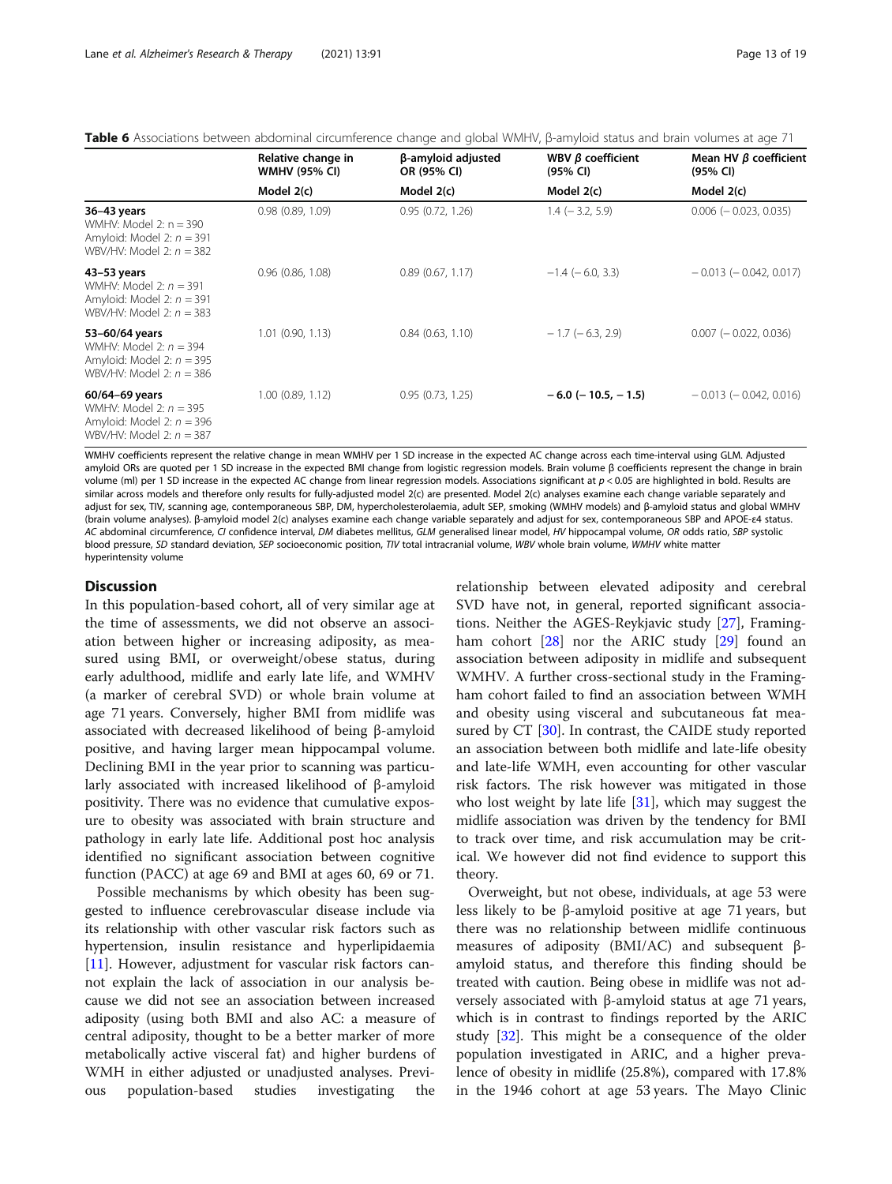**Table 6** Associations between abdominal circumference change and global WMHV, β-amyloid status and brain volumes at age 71

| | Relative change in WMHV (95% CI) | β-amyloid adjusted OR (95% CI) | WBV β coefficient (95% CI) | Mean HV β coefficient (95% CI) |
|---|---|---|---|---|
| | Model 2(c) | Model 2(c) | Model 2(c) | Model 2(c) |
| **36–43 years**<br>WMHV: Model 2: n = 390<br>Amyloid: Model 2: n = 391<br>WBV/HV: Model 2: n = 382 | 0.98 (0.89, 1.09) | 0.95 (0.72, 1.26) | 1.4 (− 3.2, 5.9) | 0.006 (− 0.023, 0.035) |
| **43–53 years**<br>WMHV: Model 2: n = 391<br>Amyloid: Model 2: n = 391<br>WBV/HV: Model 2: n = 383 | 0.96 (0.86, 1.08) | 0.89 (0.67, 1.17) | −1.4 (− 6.0, 3.3) | − 0.013 (− 0.042, 0.017) |
| **53–60/64 years**<br>WMHV: Model 2: n = 394<br>Amyloid: Model 2: n = 395<br>WBV/HV: Model 2: n = 386 | 1.01 (0.90, 1.13) | 0.84 (0.63, 1.10) | − 1.7 (− 6.3, 2.9) | 0.007 (− 0.022, 0.036) |
| **60/64–69 years**<br>WMHV: Model 2: n = 395<br>Amyloid: Model 2: n = 396<br>WBV/HV: Model 2: n = 387 | 1.00 (0.89, 1.12) | 0.95 (0.73, 1.25) | **− 6.0 (− 10.5, − 1.5)** | − 0.013 (− 0.042, 0.016) |

WMHV coefficients represent the relative change in mean WMHV per 1 SD increase in the expected AC change across each time-interval using GLM. Adjusted amyloid ORs are quoted per 1 SD increase in the expected BMI change from logistic regression models. Brain volume β coefficients represent the change in brain volume (ml) per 1 SD increase in the expected AC change from linear regression models. Associations significant at $p < 0.05$ are highlighted in bold. Results are similar across models and therefore only results for fully-adjusted model 2(c) are presented. Model 2(c) analyses examine each change variable separately and adjust for sex, TIV, scanning age, contemporaneous SBP, DM, hypercholesterolaemia, adult SEP, smoking (WMHV models) and β-amyloid status and global WMHV (brain volume analyses). β-amyloid model 2(c) analyses examine each change variable separately and adjust for sex, contemporaneous SBP and APOE-ε4 status. *AC* abdominal circumference, *CI* confidence interval, *DM* diabetes mellitus, *GLM* generalised linear model, *HV* hippocampal volume, *OR* odds ratio, *SBP* systolic blood pressure, *SD* standard deviation, *SEP* socioeconomic position, *TIV* total intracranial volume, *WBV* whole brain volume, *WMHV* white matter hyperintensity volume

## Discussion

In this population-based cohort, all of very similar age at the time of assessments, we did not observe an association between higher or increasing adiposity, as measured using BMI, or overweight/obese status, during early adulthood, midlife and early late life, and WMHV (a marker of cerebral SVD) or whole brain volume at age 71 years. Conversely, higher BMI from midlife was associated with decreased likelihood of being β-amyloid positive, and having larger mean hippocampal volume. Declining BMI in the year prior to scanning was particularly associated with increased likelihood of β-amyloid positivity. There was no evidence that cumulative exposure to obesity was associated with brain structure and pathology in early late life. Additional post hoc analysis identified no significant association between cognitive function (PACC) at age 69 and BMI at ages 60, 69 or 71.

Possible mechanisms by which obesity has been suggested to influence cerebrovascular disease include via its relationship with other vascular risk factors such as hypertension, insulin resistance and hyperlipidaemia [11]. However, adjustment for vascular risk factors cannot explain the lack of association in our analysis because we did not see an association between increased adiposity (using both BMI and also AC: a measure of central adiposity, thought to be a better marker of more metabolically active visceral fat) and higher burdens of WMH in either adjusted or unadjusted analyses. Previous population-based studies investigating the relationship between elevated adiposity and cerebral SVD have not, in general, reported significant associations. Neither the AGES-Reykjavic study [27], Framingham cohort [28] nor the ARIC study [29] found an association between adiposity in midlife and subsequent WMHV. A further cross-sectional study in the Framingham cohort failed to find an association between WMH and obesity using visceral and subcutaneous fat measured by CT [30]. In contrast, the CAIDE study reported an association between both midlife and late-life obesity and late-life WMH, even accounting for other vascular risk factors. The risk however was mitigated in those who lost weight by late life [31], which may suggest the midlife association was driven by the tendency for BMI to track over time, and risk accumulation may be critical. We however did not find evidence to support this theory.

Overweight, but not obese, individuals, at age 53 were less likely to be β-amyloid positive at age 71 years, but there was no relationship between midlife continuous measures of adiposity (BMI/AC) and subsequent β-amyloid status, and therefore this finding should be treated with caution. Being obese in midlife was not adversely associated with β-amyloid status at age 71 years, which is in contrast to findings reported by the ARIC study [32]. This might be a consequence of the older population investigated in ARIC, and a higher prevalence of obesity in midlife (25.8%), compared with 17.8% in the 1946 cohort at age 53 years. The Mayo Clinic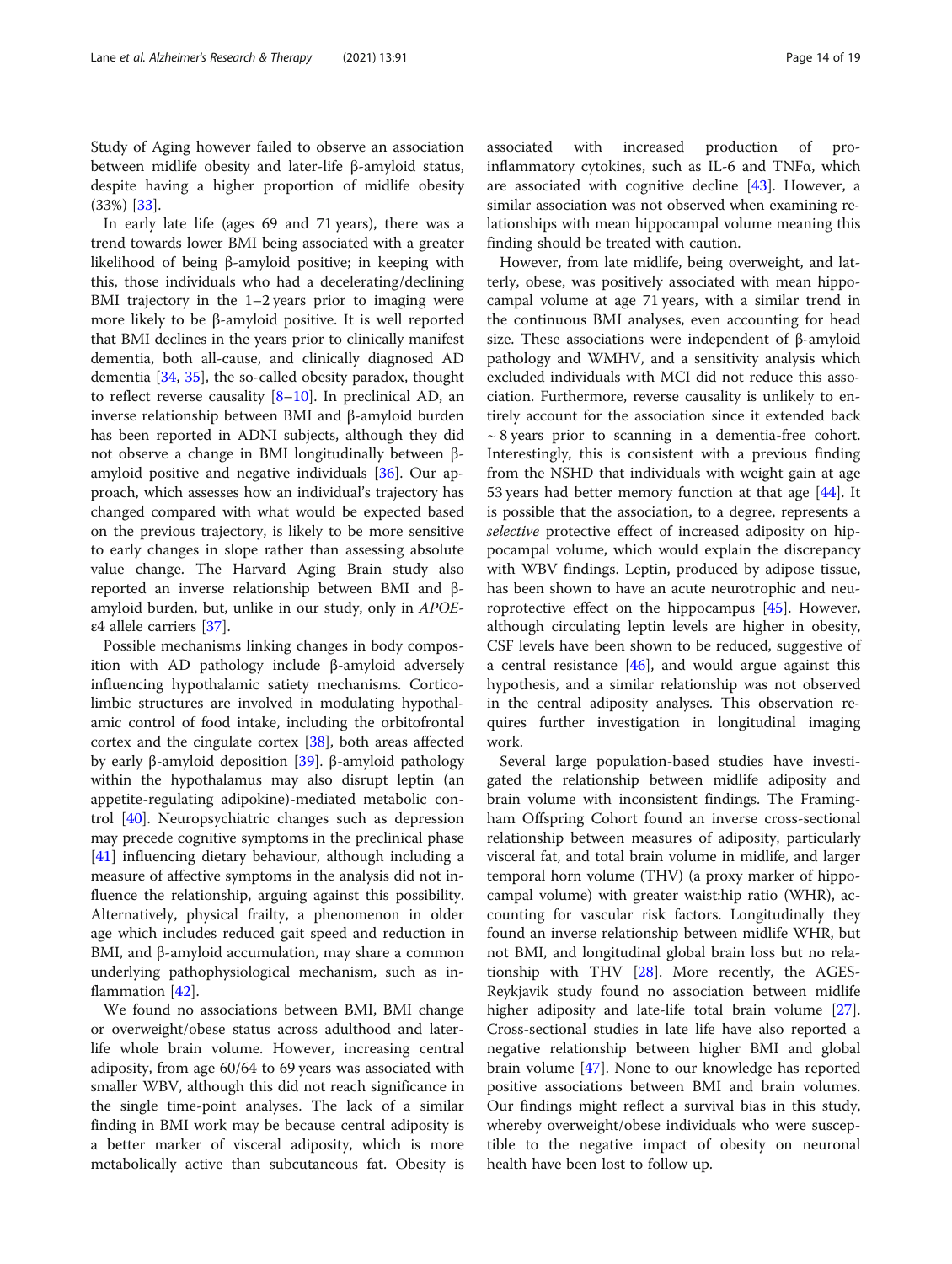Study of Aging however failed to observe an association between midlife obesity and later-life β-amyloid status, despite having a higher proportion of midlife obesity (33%) [33].

In early late life (ages 69 and 71 years), there was a trend towards lower BMI being associated with a greater likelihood of being β-amyloid positive; in keeping with this, those individuals who had a decelerating/declining BMI trajectory in the 1–2 years prior to imaging were more likely to be β-amyloid positive. It is well reported that BMI declines in the years prior to clinically manifest dementia, both all-cause, and clinically diagnosed AD dementia [34, 35], the so-called obesity paradox, thought to reflect reverse causality [8–10]. In preclinical AD, an inverse relationship between BMI and β-amyloid burden has been reported in ADNI subjects, although they did not observe a change in BMI longitudinally between β-amyloid positive and negative individuals [36]. Our approach, which assesses how an individual's trajectory has changed compared with what would be expected based on the previous trajectory, is likely to be more sensitive to early changes in slope rather than assessing absolute value change. The Harvard Aging Brain study also reported an inverse relationship between BMI and β-amyloid burden, but, unlike in our study, only in *APOE*-ε4 allele carriers [37].

Possible mechanisms linking changes in body composition with AD pathology include β-amyloid adversely influencing hypothalamic satiety mechanisms. Corticolimbic structures are involved in modulating hypothalamic control of food intake, including the orbitofrontal cortex and the cingulate cortex [38], both areas affected by early β-amyloid deposition [39]. β-amyloid pathology within the hypothalamus may also disrupt leptin (an appetite-regulating adipokine)-mediated metabolic control [40]. Neuropsychiatric changes such as depression may precede cognitive symptoms in the preclinical phase [41] influencing dietary behaviour, although including a measure of affective symptoms in the analysis did not influence the relationship, arguing against this possibility. Alternatively, physical frailty, a phenomenon in older age which includes reduced gait speed and reduction in BMI, and β-amyloid accumulation, may share a common underlying pathophysiological mechanism, such as inflammation [42].

We found no associations between BMI, BMI change or overweight/obese status across adulthood and later-life whole brain volume. However, increasing central adiposity, from age 60/64 to 69 years was associated with smaller WBV, although this did not reach significance in the single time-point analyses. The lack of a similar finding in BMI work may be because central adiposity is a better marker of visceral adiposity, which is more metabolically active than subcutaneous fat. Obesity is associated with increased production of pro-inflammatory cytokines, such as IL-6 and TNFα, which are associated with cognitive decline [43]. However, a similar association was not observed when examining relationships with mean hippocampal volume meaning this finding should be treated with caution.

However, from late midlife, being overweight, and latterly, obese, was positively associated with mean hippocampal volume at age 71 years, with a similar trend in the continuous BMI analyses, even accounting for head size. These associations were independent of β-amyloid pathology and WMHV, and a sensitivity analysis which excluded individuals with MCI did not reduce this association. Furthermore, reverse causality is unlikely to entirely account for the association since it extended back ~ 8 years prior to scanning in a dementia-free cohort. Interestingly, this is consistent with a previous finding from the NSHD that individuals with weight gain at age 53 years had better memory function at that age [44]. It is possible that the association, to a degree, represents a *selective* protective effect of increased adiposity on hippocampal volume, which would explain the discrepancy with WBV findings. Leptin, produced by adipose tissue, has been shown to have an acute neurotrophic and neuroprotective effect on the hippocampus [45]. However, although circulating leptin levels are higher in obesity, CSF levels have been shown to be reduced, suggestive of a central resistance [46], and would argue against this hypothesis, and a similar relationship was not observed in the central adiposity analyses. This observation requires further investigation in longitudinal imaging work.

Several large population-based studies have investigated the relationship between midlife adiposity and brain volume with inconsistent findings. The Framingham Offspring Cohort found an inverse cross-sectional relationship between measures of adiposity, particularly visceral fat, and total brain volume in midlife, and larger temporal horn volume (THV) (a proxy marker of hippocampal volume) with greater waist:hip ratio (WHR), accounting for vascular risk factors. Longitudinally they found an inverse relationship between midlife WHR, but not BMI, and longitudinal global brain loss but no relationship with THV [28]. More recently, the AGES-Reykjavik study found no association between midlife higher adiposity and late-life total brain volume [27]. Cross-sectional studies in late life have also reported a negative relationship between higher BMI and global brain volume [47]. None to our knowledge has reported positive associations between BMI and brain volumes. Our findings might reflect a survival bias in this study, whereby overweight/obese individuals who were susceptible to the negative impact of obesity on neuronal health have been lost to follow up.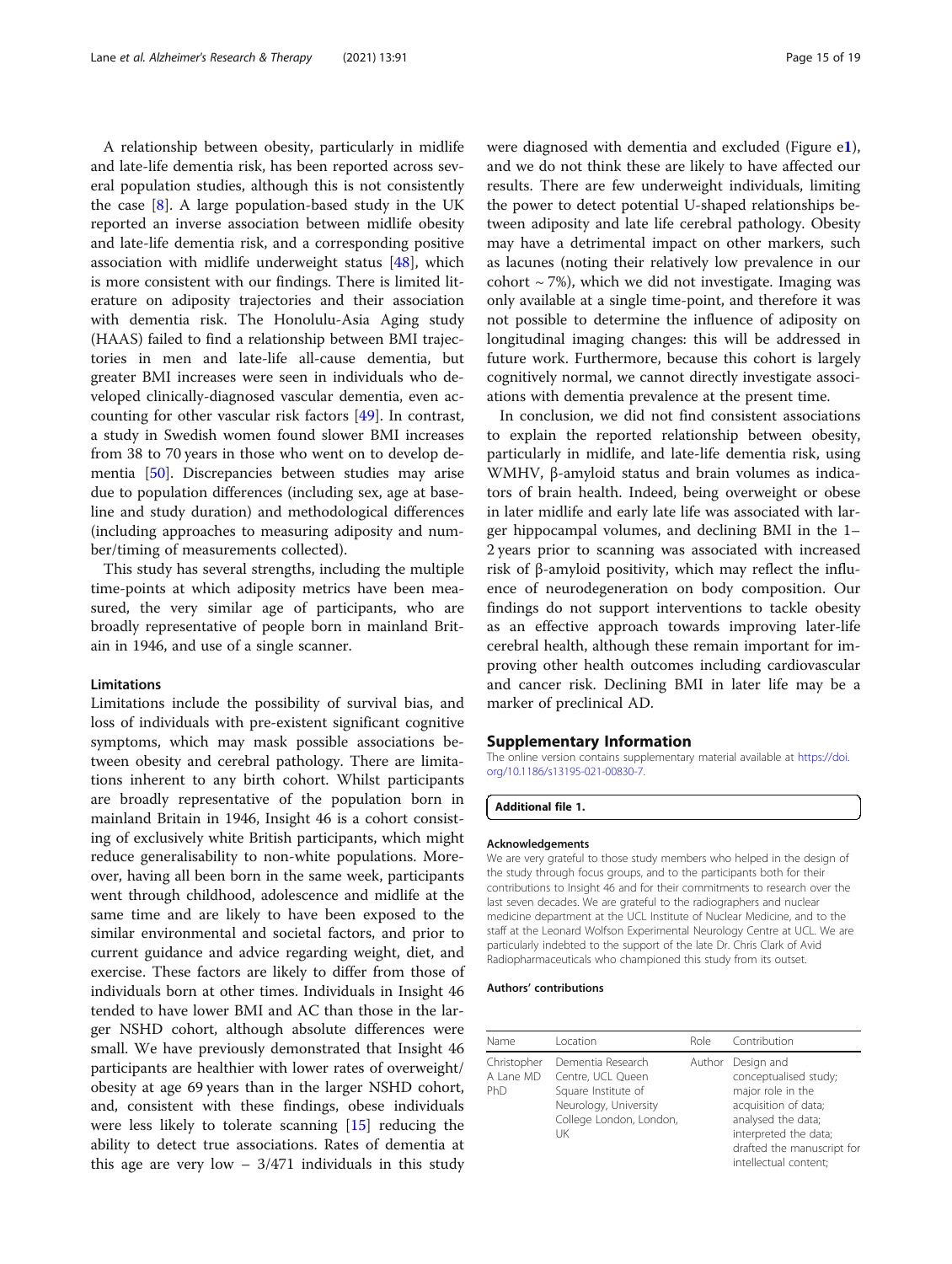A relationship between obesity, particularly in midlife and late-life dementia risk, has been reported across several population studies, although this is not consistently the case [8]. A large population-based study in the UK reported an inverse association between midlife obesity and late-life dementia risk, and a corresponding positive association with midlife underweight status [48], which is more consistent with our findings. There is limited literature on adiposity trajectories and their association with dementia risk. The Honolulu-Asia Aging study (HAAS) failed to find a relationship between BMI trajectories in men and late-life all-cause dementia, but greater BMI increases were seen in individuals who developed clinically-diagnosed vascular dementia, even accounting for other vascular risk factors [49]. In contrast, a study in Swedish women found slower BMI increases from 38 to 70 years in those who went on to develop dementia [50]. Discrepancies between studies may arise due to population differences (including sex, age at baseline and study duration) and methodological differences (including approaches to measuring adiposity and number/timing of measurements collected).

This study has several strengths, including the multiple time-points at which adiposity metrics have been measured, the very similar age of participants, who are broadly representative of people born in mainland Britain in 1946, and use of a single scanner.

### Limitations

Limitations include the possibility of survival bias, and loss of individuals with pre-existent significant cognitive symptoms, which may mask possible associations between obesity and cerebral pathology. There are limitations inherent to any birth cohort. Whilst participants are broadly representative of the population born in mainland Britain in 1946, Insight 46 is a cohort consisting of exclusively white British participants, which might reduce generalisability to non-white populations. Moreover, having all been born in the same week, participants went through childhood, adolescence and midlife at the same time and are likely to have been exposed to the similar environmental and societal factors, and prior to current guidance and advice regarding weight, diet, and exercise. These factors are likely to differ from those of individuals born at other times. Individuals in Insight 46 tended to have lower BMI and AC than those in the larger NSHD cohort, although absolute differences were small. We have previously demonstrated that Insight 46 participants are healthier with lower rates of overweight/obesity at age 69 years than in the larger NSHD cohort, and, consistent with these findings, obese individuals were less likely to tolerate scanning [15] reducing the ability to detect true associations. Rates of dementia at this age are very low – 3/471 individuals in this study were diagnosed with dementia and excluded (Figure e1), and we do not think these are likely to have affected our results. There are few underweight individuals, limiting the power to detect potential U-shaped relationships between adiposity and late life cerebral pathology. Obesity may have a detrimental impact on other markers, such as lacunes (noting their relatively low prevalence in our cohort ~ 7%), which we did not investigate. Imaging was only available at a single time-point, and therefore it was not possible to determine the influence of adiposity on longitudinal imaging changes: this will be addressed in future work. Furthermore, because this cohort is largely cognitively normal, we cannot directly investigate associations with dementia prevalence at the present time.

In conclusion, we did not find consistent associations to explain the reported relationship between obesity, particularly in midlife, and late-life dementia risk, using WMHV, β-amyloid status and brain volumes as indicators of brain health. Indeed, being overweight or obese in later midlife and early late life was associated with larger hippocampal volumes, and declining BMI in the 1–2 years prior to scanning was associated with increased risk of β-amyloid positivity, which may reflect the influence of neurodegeneration on body composition. Our findings do not support interventions to tackle obesity as an effective approach towards improving later-life cerebral health, although these remain important for improving other health outcomes including cardiovascular and cancer risk. Declining BMI in later life may be a marker of preclinical AD.

## Supplementary Information

The online version contains supplementary material available at https://doi.org/10.1186/s13195-021-00830-7.

**Additional file 1.**

#### Acknowledgements

We are very grateful to those study members who helped in the design of the study through focus groups, and to the participants both for their contributions to Insight 46 and for their commitments to research over the last seven decades. We are grateful to the radiographers and nuclear medicine department at the UCL Institute of Nuclear Medicine, and to the staff at the Leonard Wolfson Experimental Neurology Centre at UCL. We are particularly indebted to the support of the late Dr. Chris Clark of Avid Radiopharmaceuticals who championed this study from its outset.

#### Authors' contributions

| Name | Location | Role | Contribution |
| --- | --- | --- | --- |
| Christopher A Lane MD PhD | Dementia Research Centre, UCL Queen Square Institute of Neurology, University College London, London, UK | Author | Design and conceptualised study; major role in the acquisition of data; analysed the data; interpreted the data; drafted the manuscript for intellectual content; |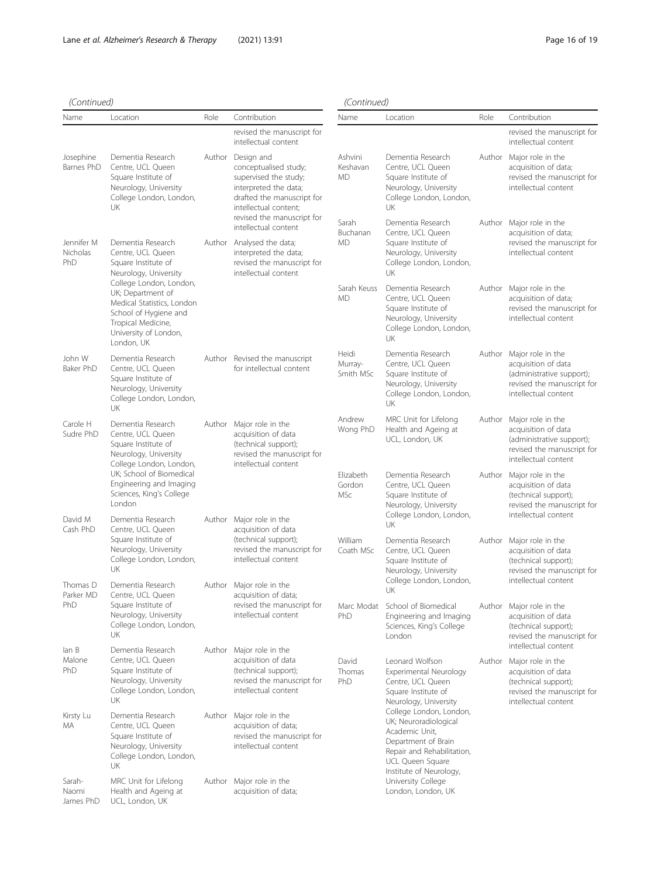*(Continued)*

| Name | Location | Role | Contribution |
| --- | --- | --- | --- |
| | | | revised the manuscript for intellectual content |
| Josephine Barnes PhD | Dementia Research Centre, UCL Queen Square Institute of Neurology, University College London, London, UK | Author | Design and conceptualised study; supervised the study; interpreted the data; drafted the manuscript for intellectual content; revised the manuscript for intellectual content |
| Jennifer M Nicholas PhD | Dementia Research Centre, UCL Queen Square Institute of Neurology, University College London, London, UK; Department of Medical Statistics, London School of Hygiene and Tropical Medicine, University of London, London, UK | Author | Analysed the data; interpreted the data; revised the manuscript for intellectual content |
| John W Baker PhD | Dementia Research Centre, UCL Queen Square Institute of Neurology, University College London, London, UK | Author | Revised the manuscript for intellectual content |
| Carole H Sudre PhD | Dementia Research Centre, UCL Queen Square Institute of Neurology, University College London, London, UK; School of Biomedical Engineering and Imaging Sciences, King's College London | Author | Major role in the acquisition of data (technical support); revised the manuscript for intellectual content |
| David M Cash PhD | Dementia Research Centre, UCL Queen Square Institute of Neurology, University College London, London, UK | Author | Major role in the acquisition of data (technical support); revised the manuscript for intellectual content |
| Thomas D Parker MD PhD | Dementia Research Centre, UCL Queen Square Institute of Neurology, University College London, London, UK | Author | Major role in the acquisition of data; revised the manuscript for intellectual content |
| Ian B Malone PhD | Dementia Research Centre, UCL Queen Square Institute of Neurology, University College London, London, UK | Author | Major role in the acquisition of data (technical support); revised the manuscript for intellectual content |
| Kirsty Lu MA | Dementia Research Centre, UCL Queen Square Institute of Neurology, University College London, London, UK | Author | Major role in the acquisition of data; revised the manuscript for intellectual content |
| Sarah-Naomi James PhD | MRC Unit for Lifelong Health and Ageing at UCL, London, UK | Author | Major role in the acquisition of data; |

*(Continued)*

| Name | Location | Role | Contribution |
| --- | --- | --- | --- |
| | | | revised the manuscript for intellectual content |
| Ashvini Keshavan MD | Dementia Research Centre, UCL Queen Square Institute of Neurology, University College London, London, UK | Author | Major role in the acquisition of data; revised the manuscript for intellectual content |
| Sarah Buchanan MD | Dementia Research Centre, UCL Queen Square Institute of Neurology, University College London, London, UK | Author | Major role in the acquisition of data; revised the manuscript for intellectual content |
| Sarah Keuss MD | Dementia Research Centre, UCL Queen Square Institute of Neurology, University College London, London, UK | Author | Major role in the acquisition of data; revised the manuscript for intellectual content |
| Heidi Murray-Smith MSc | Dementia Research Centre, UCL Queen Square Institute of Neurology, University College London, London, UK | Author | Major role in the acquisition of data (administrative support); revised the manuscript for intellectual content |
| Andrew Wong PhD | MRC Unit for Lifelong Health and Ageing at UCL, London, UK | Author | Major role in the acquisition of data (administrative support); revised the manuscript for intellectual content |
| Elizabeth Gordon MSc | Dementia Research Centre, UCL Queen Square Institute of Neurology, University College London, London, UK | Author | Major role in the acquisition of data (technical support); revised the manuscript for intellectual content |
| William Coath MSc | Dementia Research Centre, UCL Queen Square Institute of Neurology, University College London, London, UK | Author | Major role in the acquisition of data (technical support); revised the manuscript for intellectual content |
| Marc Modat PhD | School of Biomedical Engineering and Imaging Sciences, King's College London | Author | Major role in the acquisition of data (technical support); revised the manuscript for intellectual content |
| David Thomas PhD | Leonard Wolfson Experimental Neurology Centre, UCL Queen Square Institute of Neurology, University College London, London, UK; Neuroradiological Academic Unit, Department of Brain Repair and Rehabilitation, UCL Queen Square Institute of Neurology, University College London, London, UK | Author | Major role in the acquisition of data (technical support); revised the manuscript for intellectual content |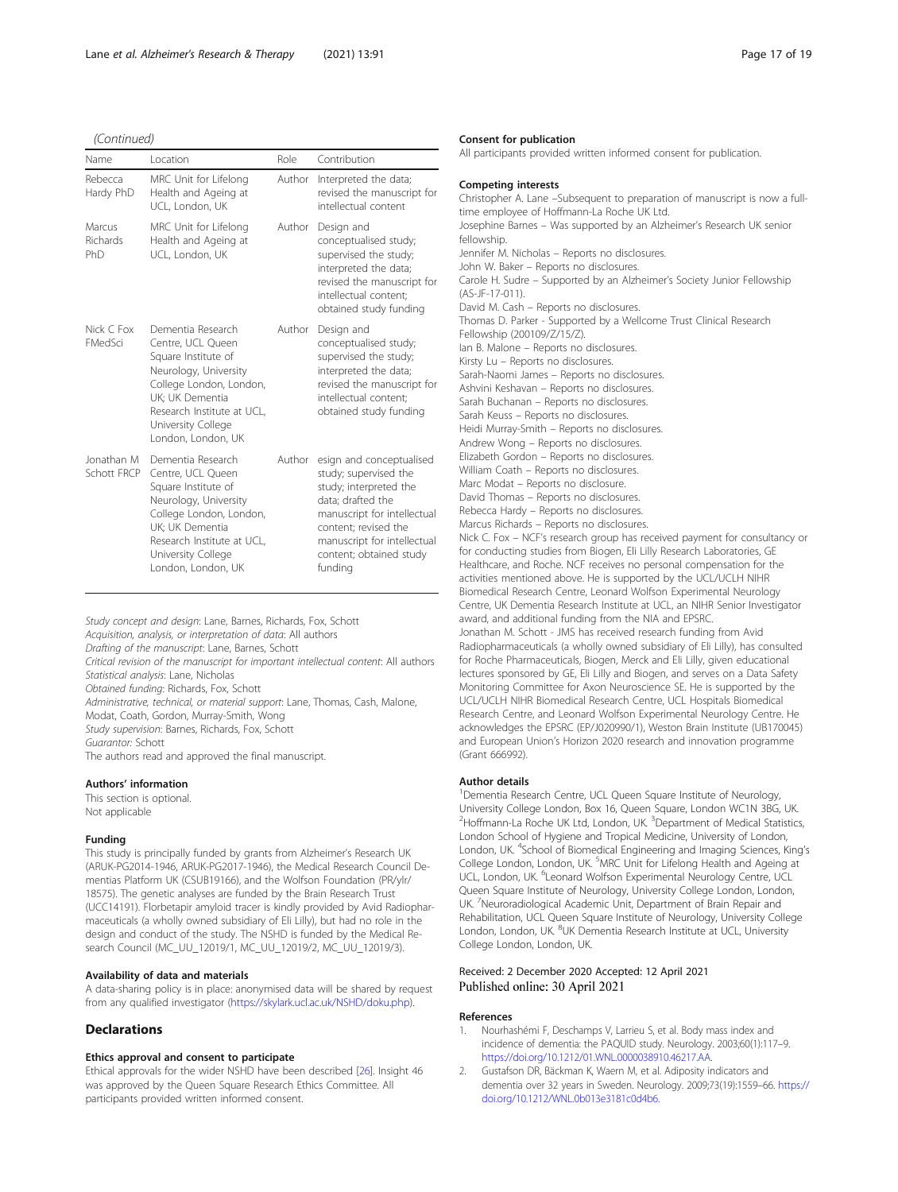(Continued)

| Name | Location | Role | Contribution |
|---|---|---|---|
| Rebecca Hardy PhD | MRC Unit for Lifelong Health and Ageing at UCL, London, UK | Author | Interpreted the data; revised the manuscript for intellectual content |
| Marcus Richards PhD | MRC Unit for Lifelong Health and Ageing at UCL, London, UK | Author | Design and conceptualised study; supervised the study; interpreted the data; revised the manuscript for intellectual content; obtained study funding |
| Nick C Fox FMedSci | Dementia Research Centre, UCL Queen Square Institute of Neurology, University College London, London, UK; UK Dementia Research Institute at UCL, University College London, London, UK | Author | Design and conceptualised study; supervised the study; interpreted the data; revised the manuscript for intellectual content; obtained study funding |
| Jonathan M Schott FRCP | Dementia Research Centre, UCL Queen Square Institute of Neurology, University College London, London, UK; UK Dementia Research Institute at UCL, University College London, London, UK | Author | esign and conceptualised study; supervised the study; interpreted the data; drafted the manuscript for intellectual content; revised the manuscript for intellectual content; obtained study funding |

*Study concept and design*: Lane, Barnes, Richards, Fox, Schott
*Acquisition, analysis, or interpretation of data*: All authors
*Drafting of the manuscript*: Lane, Barnes, Schott
*Critical revision of the manuscript for important intellectual content*: All authors
*Statistical analysis*: Lane, Nicholas
*Obtained funding*: Richards, Fox, Schott
*Administrative, technical, or material support*: Lane, Thomas, Cash, Malone, Modat, Coath, Gordon, Murray-Smith, Wong
*Study supervision*: Barnes, Richards, Fox, Schott
*Guarantor*: Schott
The authors read and approved the final manuscript.

### Authors' information
This section is optional.
Not applicable

### Funding
This study is principally funded by grants from Alzheimer's Research UK (ARUK-PG2014-1946, ARUK-PG2017-1946), the Medical Research Council Dementias Platform UK (CSUB19166), and the Wolfson Foundation (PR/ylr/18575). The genetic analyses are funded by the Brain Research Trust (UCC14191). Florbetapir amyloid tracer is kindly provided by Avid Radiopharmaceuticals (a wholly owned subsidiary of Eli Lilly), but had no role in the design and conduct of the study. The NSHD is funded by the Medical Research Council (MC_UU_12019/1, MC_UU_12019/2, MC_UU_12019/3).

### Availability of data and materials
A data-sharing policy is in place: anonymised data will be shared by request from any qualified investigator (https://skylark.ucl.ac.uk/NSHD/doku.php).

## Declarations

### Ethics approval and consent to participate
Ethical approvals for the wider NSHD have been described [26]. Insight 46 was approved by the Queen Square Research Ethics Committee. All participants provided written informed consent.

### Consent for publication
All participants provided written informed consent for publication.

### Competing interests
Christopher A. Lane –Subsequent to preparation of manuscript is now a full-time employee of Hoffmann-La Roche UK Ltd.
Josephine Barnes – Was supported by an Alzheimer's Research UK senior fellowship.
Jennifer M. Nicholas – Reports no disclosures.
John W. Baker – Reports no disclosures.
Carole H. Sudre – Supported by an Alzheimer's Society Junior Fellowship (AS-JF-17-011).
David M. Cash – Reports no disclosures.
Thomas D. Parker - Supported by a Wellcome Trust Clinical Research Fellowship (200109/Z/15/Z).
Ian B. Malone – Reports no disclosures.
Kirsty Lu – Reports no disclosures.
Sarah-Naomi James – Reports no disclosures.
Ashvini Keshavan – Reports no disclosures.
Sarah Buchanan – Reports no disclosures.
Sarah Keuss – Reports no disclosures.
Heidi Murray-Smith – Reports no disclosures.
Andrew Wong – Reports no disclosures.
Elizabeth Gordon – Reports no disclosures.
William Coath – Reports no disclosures.
Marc Modat – Reports no disclosure.
David Thomas – Reports no disclosures.
Rebecca Hardy – Reports no disclosures.
Marcus Richards – Reports no disclosures.
Nick C. Fox – NCF's research group has received payment for consultancy or for conducting studies from Biogen, Eli Lilly Research Laboratories, GE Healthcare, and Roche. NCF receives no personal compensation for the activities mentioned above. He is supported by the UCL/UCLH NIHR Biomedical Research Centre, Leonard Wolfson Experimental Neurology Centre, UK Dementia Research Institute at UCL, an NIHR Senior Investigator award, and additional funding from the NIA and EPSRC.
Jonathan M. Schott - JMS has received research funding from Avid Radiopharmaceuticals (a wholly owned subsidiary of Eli Lilly), has consulted for Roche Pharmaceuticals, Biogen, Merck and Eli Lilly, given educational lectures sponsored by GE, Eli Lilly and Biogen, and serves on a Data Safety Monitoring Committee for Axon Neuroscience SE. He is supported by the UCL/UCLH NIHR Biomedical Research Centre, UCL Hospitals Biomedical Research Centre, and Leonard Wolfson Experimental Neurology Centre. He acknowledges the EPSRC (EP/J020990/1), Weston Brain Institute (UB170045) and European Union's Horizon 2020 research and innovation programme (Grant 666992).

### Author details
[1]Dementia Research Centre, UCL Queen Square Institute of Neurology, University College London, Box 16, Queen Square, London WC1N 3BG, UK. [2]Hoffmann-La Roche UK Ltd, London, UK. [3]Department of Medical Statistics, London School of Hygiene and Tropical Medicine, University of London, London, UK. [4]School of Biomedical Engineering and Imaging Sciences, King's College London, London, UK. [5]MRC Unit for Lifelong Health and Ageing at UCL, London, UK. [6]Leonard Wolfson Experimental Neurology Centre, UCL Queen Square Institute of Neurology, University College London, London, UK. [7]Neuroradiological Academic Unit, Department of Brain Repair and Rehabilitation, UCL Queen Square Institute of Neurology, University College London, London, UK. [8]UK Dementia Research Institute at UCL, University College London, London, UK.

Received: 2 December 2020 Accepted: 12 April 2021
Published online: 30 April 2021

### References
1. Nourhashémi F, Deschamps V, Larrieu S, et al. Body mass index and incidence of dementia: the PAQUID study. Neurology. 2003;60(1):117–9. https://doi.org/10.1212/01.WNL.0000038910.46217.AA.
2. Gustafson DR, Bäckman K, Waern M, et al. Adiposity indicators and dementia over 32 years in Sweden. Neurology. 2009;73(19):1559–66. https://doi.org/10.1212/WNL.0b013e3181c0d4b6.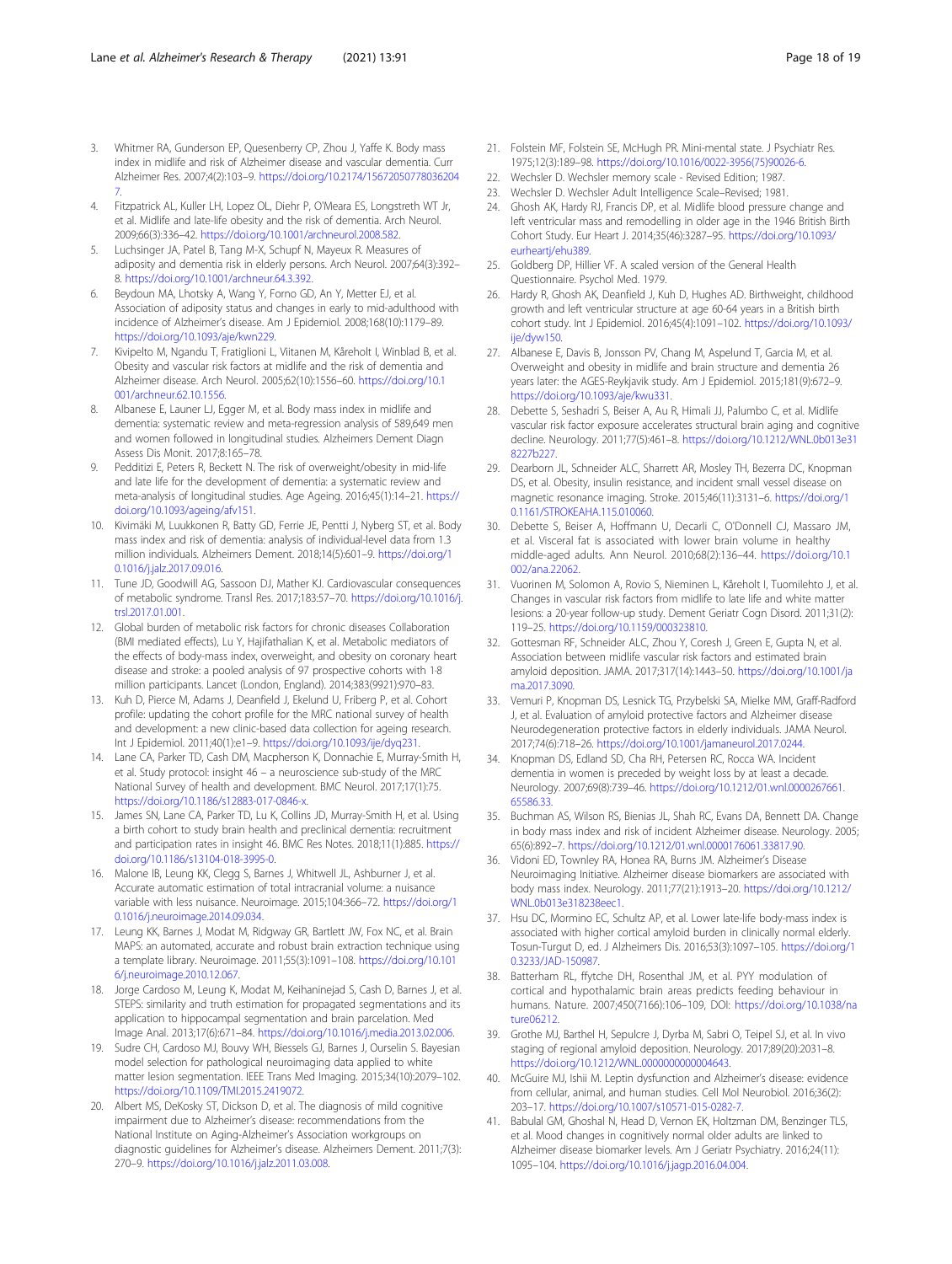3. Whitmer RA, Gunderson EP, Quesenberry CP, Zhou J, Yaffe K. Body mass index in midlife and risk of Alzheimer disease and vascular dementia. Curr Alzheimer Res. 2007;4(2):103–9. https://doi.org/10.2174/156720507780362047.
4. Fitzpatrick AL, Kuller LH, Lopez OL, Diehr P, O'Meara ES, Longstreth WT Jr, et al. Midlife and late-life obesity and the risk of dementia. Arch Neurol. 2009;66(3):336–42. https://doi.org/10.1001/archneurol.2008.582.
5. Luchsinger JA, Patel B, Tang M-X, Schupf N, Mayeux R. Measures of adiposity and dementia risk in elderly persons. Arch Neurol. 2007;64(3):392–8. https://doi.org/10.1001/archneur.64.3.392.
6. Beydoun MA, Lhotsky A, Wang Y, Forno GD, An Y, Metter EJ, et al. Association of adiposity status and changes in early to mid-adulthood with incidence of Alzheimer's disease. Am J Epidemiol. 2008;168(10):1179–89. https://doi.org/10.1093/aje/kwn229.
7. Kivipelto M, Ngandu T, Fratiglioni L, Viitanen M, Kåreholt I, Winblad B, et al. Obesity and vascular risk factors at midlife and the risk of dementia and Alzheimer disease. Arch Neurol. 2005;62(10):1556–60. https://doi.org/10.1001/archneur.62.10.1556.
8. Albanese E, Launer LJ, Egger M, et al. Body mass index in midlife and dementia: systematic review and meta-regression analysis of 589,649 men and women followed in longitudinal studies. Alzheimers Dement Diagn Assess Dis Monit. 2017;8:165–78.
9. Pedditizi E, Peters R, Beckett N. The risk of overweight/obesity in mid-life and late life for the development of dementia: a systematic review and meta-analysis of longitudinal studies. Age Ageing. 2016;45(1):14–21. https://doi.org/10.1093/ageing/afv151.
10. Kivimäki M, Luukkonen R, Batty GD, Ferrie JE, Pentti J, Nyberg ST, et al. Body mass index and risk of dementia: analysis of individual-level data from 1.3 million individuals. Alzheimers Dement. 2018;14(5):601–9. https://doi.org/10.1016/j.jalz.2017.09.016.
11. Tune JD, Goodwill AG, Sassoon DJ, Mather KJ. Cardiovascular consequences of metabolic syndrome. Transl Res. 2017;183:57–70. https://doi.org/10.1016/j.trsl.2017.01.001.
12. Global burden of metabolic risk factors for chronic diseases Collaboration (BMI mediated effects), Lu Y, Hajifathalian K, et al. Metabolic mediators of the effects of body-mass index, overweight, and obesity on coronary heart disease and stroke: a pooled analysis of 97 prospective cohorts with 1·8 million participants. Lancet (London, England). 2014;383(9921):970–83.
13. Kuh D, Pierce M, Adams J, Deanfield J, Ekelund U, Friberg P, et al. Cohort profile: updating the cohort profile for the MRC national survey of health and development: a new clinic-based data collection for ageing research. Int J Epidemiol. 2011;40(1):e1–9. https://doi.org/10.1093/ije/dyq231.
14. Lane CA, Parker TD, Cash DM, Macpherson K, Donnachie E, Murray-Smith H, et al. Study protocol: insight 46 – a neuroscience sub-study of the MRC National Survey of health and development. BMC Neurol. 2017;17(1):75. https://doi.org/10.1186/s12883-017-0846-x.
15. James SN, Lane CA, Parker TD, Lu K, Collins JD, Murray-Smith H, et al. Using a birth cohort to study brain health and preclinical dementia: recruitment and participation rates in insight 46. BMC Res Notes. 2018;11(1):885. https://doi.org/10.1186/s13104-018-3995-0.
16. Malone IB, Leung KK, Clegg S, Barnes J, Whitwell JL, Ashburner J, et al. Accurate automatic estimation of total intracranial volume: a nuisance variable with less nuisance. Neuroimage. 2015;104:366–72. https://doi.org/10.1016/j.neuroimage.2014.09.034.
17. Leung KK, Barnes J, Modat M, Ridgway GR, Bartlett JW, Fox NC, et al. Brain MAPS: an automated, accurate and robust brain extraction technique using a template library. Neuroimage. 2011;55(3):1091–108. https://doi.org/10.1016/j.neuroimage.2010.12.067.
18. Jorge Cardoso M, Leung K, Modat M, Keihaninejad S, Cash D, Barnes J, et al. STEPS: similarity and truth estimation for propagated segmentations and its application to hippocampal segmentation and brain parcelation. Med Image Anal. 2013;17(6):671–84. https://doi.org/10.1016/j.media.2013.02.006.
19. Sudre CH, Cardoso MJ, Bouvy WH, Biessels GJ, Barnes J, Ourselin S. Bayesian model selection for pathological neuroimaging data applied to white matter lesion segmentation. IEEE Trans Med Imaging. 2015;34(10):2079–102. https://doi.org/10.1109/TMI.2015.2419072.
20. Albert MS, DeKosky ST, Dickson D, et al. The diagnosis of mild cognitive impairment due to Alzheimer's disease: recommendations from the National Institute on Aging-Alzheimer's Association workgroups on diagnostic guidelines for Alzheimer's disease. Alzheimers Dement. 2011;7(3):270–9. https://doi.org/10.1016/j.jalz.2011.03.008.
21. Folstein MF, Folstein SE, McHugh PR. Mini-mental state. J Psychiatr Res. 1975;12(3):189–98. https://doi.org/10.1016/0022-3956(75)90026-6.
22. Wechsler D. Wechsler memory scale - Revised Edition; 1987.
23. Wechsler D. Wechsler Adult Intelligence Scale–Revised; 1981.
24. Ghosh AK, Hardy RJ, Francis DP, et al. Midlife blood pressure change and left ventricular mass and remodelling in older age in the 1946 British Birth Cohort Study. Eur Heart J. 2014;35(46):3287–95. https://doi.org/10.1093/eurheartj/ehu389.
25. Goldberg DP, Hillier VF. A scaled version of the General Health Questionnaire. Psychol Med. 1979.
26. Hardy R, Ghosh AK, Deanfield J, Kuh D, Hughes AD. Birthweight, childhood growth and left ventricular structure at age 60-64 years in a British birth cohort study. Int J Epidemiol. 2016;45(4):1091–102. https://doi.org/10.1093/ije/dyw150.
27. Albanese E, Davis B, Jonsson PV, Chang M, Aspelund T, Garcia M, et al. Overweight and obesity in midlife and brain structure and dementia 26 years later: the AGES-Reykjavik study. Am J Epidemiol. 2015;181(9):672–9. https://doi.org/10.1093/aje/kwu331.
28. Debette S, Seshadri S, Beiser A, Au R, Himali JJ, Palumbo C, et al. Midlife vascular risk factor exposure accelerates structural brain aging and cognitive decline. Neurology. 2011;77(5):461–8. https://doi.org/10.1212/WNL.0b013e318227b227.
29. Dearborn JL, Schneider ALC, Sharrett AR, Mosley TH, Bezerra DC, Knopman DS, et al. Obesity, insulin resistance, and incident small vessel disease on magnetic resonance imaging. Stroke. 2015;46(11):3131–6. https://doi.org/10.1161/STROKEAHA.115.010060.
30. Debette S, Beiser A, Hoffmann U, Decarli C, O'Donnell CJ, Massaro JM, et al. Visceral fat is associated with lower brain volume in healthy middle-aged adults. Ann Neurol. 2010;68(2):136–44. https://doi.org/10.1002/ana.22062.
31. Vuorinen M, Solomon A, Rovio S, Nieminen L, Kåreholt I, Tuomilehto J, et al. Changes in vascular risk factors from midlife to late life and white matter lesions: a 20-year follow-up study. Dement Geriatr Cogn Disord. 2011;31(2):119–25. https://doi.org/10.1159/000323810.
32. Gottesman RF, Schneider ALC, Zhou Y, Coresh J, Green E, Gupta N, et al. Association between midlife vascular risk factors and estimated brain amyloid deposition. JAMA. 2017;317(14):1443–50. https://doi.org/10.1001/jama.2017.3090.
33. Vemuri P, Knopman DS, Lesnick TG, Przybelski SA, Mielke MM, Graff-Radford J, et al. Evaluation of amyloid protective factors and Alzheimer disease Neurodegeneration protective factors in elderly individuals. JAMA Neurol. 2017;74(6):718–26. https://doi.org/10.1001/jamaneurol.2017.0244.
34. Knopman DS, Edland SD, Cha RH, Petersen RC, Rocca WA. Incident dementia in women is preceded by weight loss by at least a decade. Neurology. 2007;69(8):739–46. https://doi.org/10.1212/01.wnl.0000267661.65586.33.
35. Buchman AS, Wilson RS, Bienias JL, Shah RC, Evans DA, Bennett DA. Change in body mass index and risk of incident Alzheimer disease. Neurology. 2005;65(6):892–7. https://doi.org/10.1212/01.wnl.0000176061.33817.90.
36. Vidoni ED, Townley RA, Honea RA, Burns JM. Alzheimer's Disease Neuroimaging Initiative. Alzheimer disease biomarkers are associated with body mass index. Neurology. 2011;77(21):1913–20. https://doi.org/10.1212/WNL.0b013e318238eec1.
37. Hsu DC, Mormino EC, Schultz AP, et al. Lower late-life body-mass index is associated with higher cortical amyloid burden in clinically normal elderly. Tosun-Turgut D, ed. J Alzheimers Dis. 2016;53(3):1097–105. https://doi.org/10.3233/JAD-150987.
38. Batterham RL, ffytche DH, Rosenthal JM, et al. PYY modulation of cortical and hypothalamic brain areas predicts feeding behaviour in humans. Nature. 2007;450(7166):106–109, DOI: https://doi.org/10.1038/nature06212.
39. Grothe MJ, Barthel H, Sepulcre J, Dyrba M, Sabri O, Teipel SJ, et al. In vivo staging of regional amyloid deposition. Neurology. 2017;89(20):2031–8. https://doi.org/10.1212/WNL.0000000000004643.
40. McGuire MJ, Ishii M. Leptin dysfunction and Alzheimer's disease: evidence from cellular, animal, and human studies. Cell Mol Neurobiol. 2016;36(2):203–17. https://doi.org/10.1007/s10571-015-0282-7.
41. Babulal GM, Ghoshal N, Head D, Vernon EK, Holtzman DM, Benzinger TLS, et al. Mood changes in cognitively normal older adults are linked to Alzheimer disease biomarker levels. Am J Geriatr Psychiatry. 2016;24(11):1095–104. https://doi.org/10.1016/j.jagp.2016.04.004.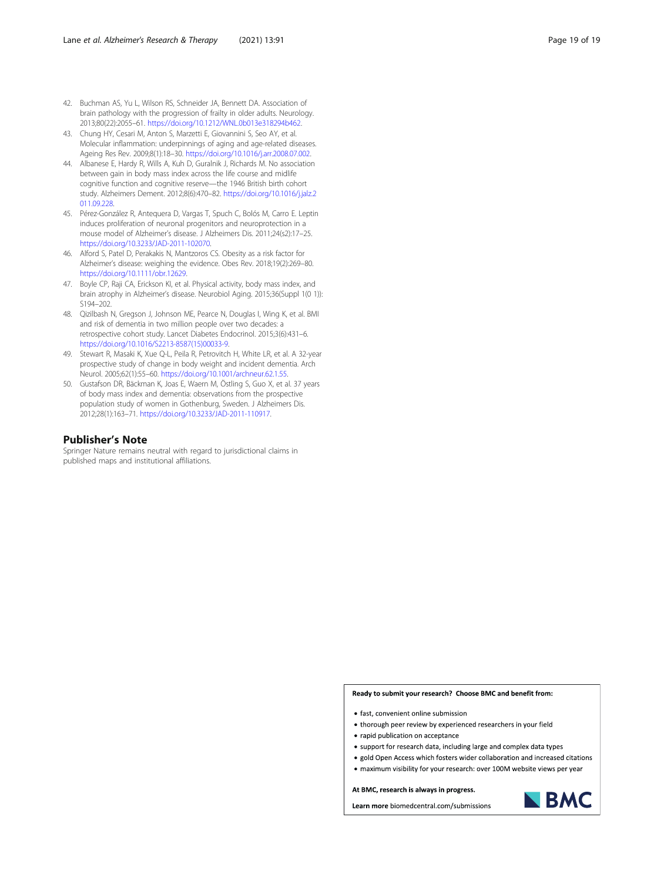42. Buchman AS, Yu L, Wilson RS, Schneider JA, Bennett DA. Association of brain pathology with the progression of frailty in older adults. Neurology. 2013;80(22):2055–61. https://doi.org/10.1212/WNL.0b013e318294b462.
43. Chung HY, Cesari M, Anton S, Marzetti E, Giovannini S, Seo AY, et al. Molecular inflammation: underpinnings of aging and age-related diseases. Ageing Res Rev. 2009;8(1):18–30. https://doi.org/10.1016/j.arr.2008.07.002.
44. Albanese E, Hardy R, Wills A, Kuh D, Guralnik J, Richards M. No association between gain in body mass index across the life course and midlife cognitive function and cognitive reserve—the 1946 British birth cohort study. Alzheimers Dement. 2012;8(6):470–82. https://doi.org/10.1016/j.jalz.2011.09.228.
45. Pérez-González R, Antequera D, Vargas T, Spuch C, Bolós M, Carro E. Leptin induces proliferation of neuronal progenitors and neuroprotection in a mouse model of Alzheimer's disease. J Alzheimers Dis. 2011;24(s2):17–25. https://doi.org/10.3233/JAD-2011-102070.
46. Alford S, Patel D, Perakakis N, Mantzoros CS. Obesity as a risk factor for Alzheimer's disease: weighing the evidence. Obes Rev. 2018;19(2):269–80. https://doi.org/10.1111/obr.12629.
47. Boyle CP, Raji CA, Erickson KI, et al. Physical activity, body mass index, and brain atrophy in Alzheimer's disease. Neurobiol Aging. 2015;36(Suppl 1(0 1)): S194–202.
48. Qizilbash N, Gregson J, Johnson ME, Pearce N, Douglas I, Wing K, et al. BMI and risk of dementia in two million people over two decades: a retrospective cohort study. Lancet Diabetes Endocrinol. 2015;3(6):431–6. https://doi.org/10.1016/S2213-8587(15)00033-9.
49. Stewart R, Masaki K, Xue Q-L, Peila R, Petrovitch H, White LR, et al. A 32-year prospective study of change in body weight and incident dementia. Arch Neurol. 2005;62(1):55–60. https://doi.org/10.1001/archneur.62.1.55.
50. Gustafson DR, Bäckman K, Joas E, Waern M, Östling S, Guo X, et al. 37 years of body mass index and dementia: observations from the prospective population study of women in Gothenburg, Sweden. J Alzheimers Dis. 2012;28(1):163–71. https://doi.org/10.3233/JAD-2011-110917.

## Publisher's Note

Springer Nature remains neutral with regard to jurisdictional claims in published maps and institutional affiliations.

**Ready to submit your research? Choose BMC and benefit from:**

- fast, convenient online submission
- thorough peer review by experienced researchers in your field
- rapid publication on acceptance
- support for research data, including large and complex data types
- gold Open Access which fosters wider collaboration and increased citations
- maximum visibility for your research: over 100M website views per year

**At BMC, research is always in progress.**

**Learn more** biomedcentral.com/submissions

BMC